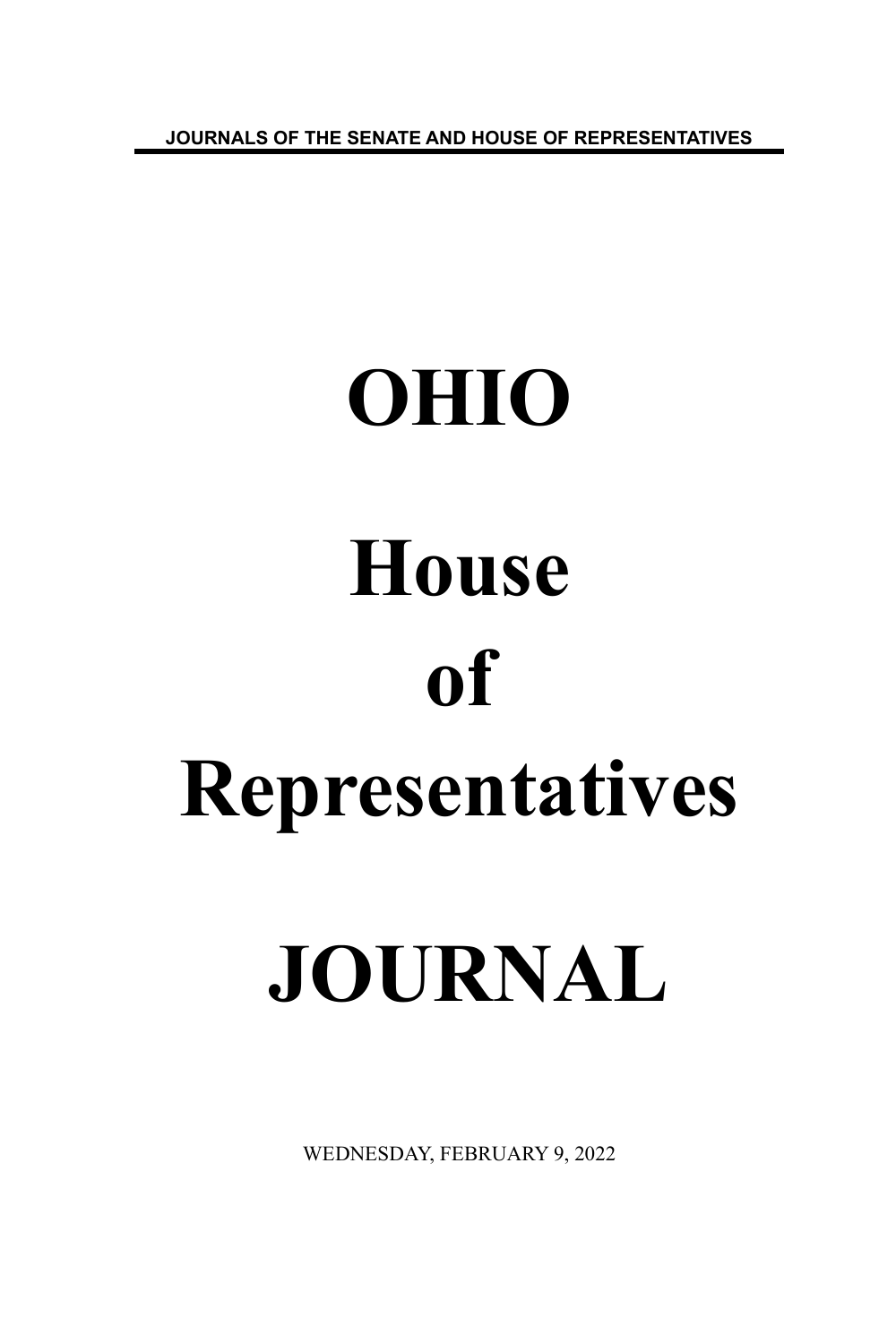JOURNALS OF THE SENATE AND HOUSE OF REPRESENTATIVES

# OHIO

# House

# of

# Representatives

# JOURNAL

WEDNESDAY, FEBRUARY 9, 2022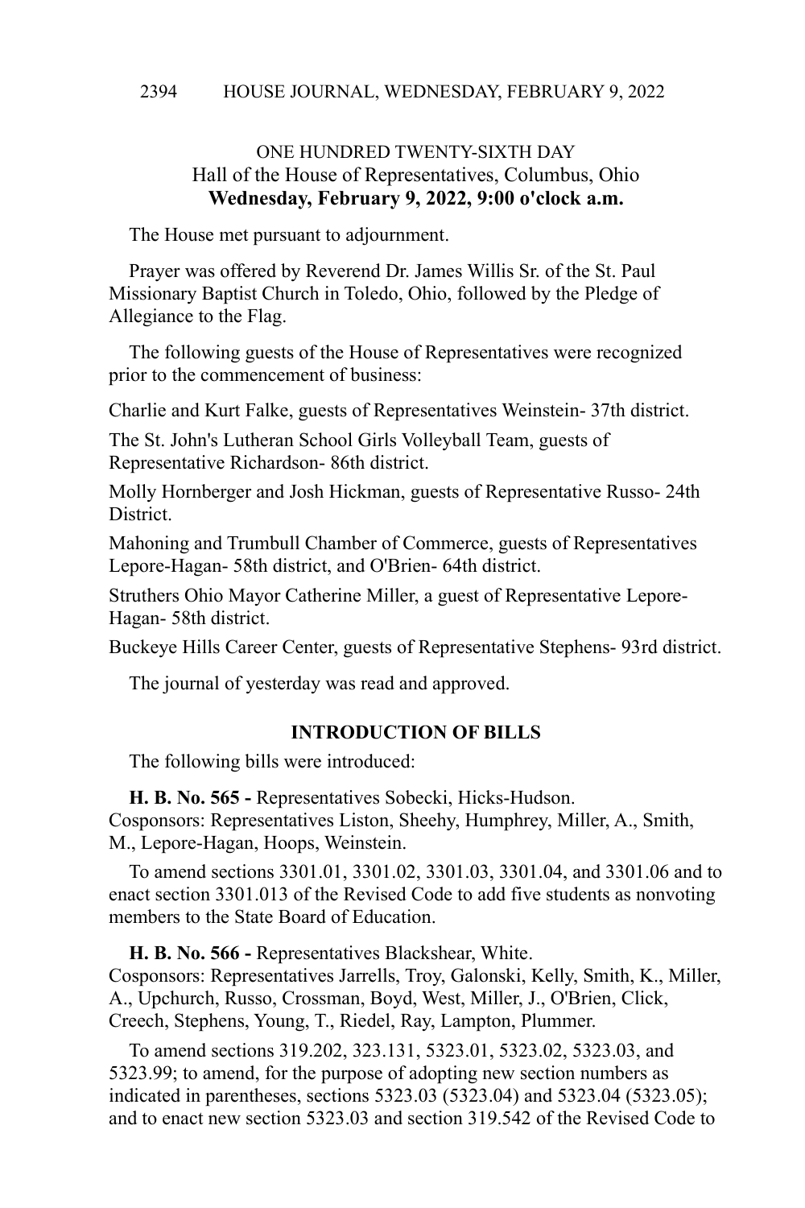ONE HUNDRED TWENTY-SIXTH DAY
Hall of the House of Representatives, Columbus, Ohio
**Wednesday, February 9, 2022, 9:00 o'clock a.m.**

The House met pursuant to adjournment.

Prayer was offered by Reverend Dr. James Willis Sr. of the St. Paul Missionary Baptist Church in Toledo, Ohio, followed by the Pledge of Allegiance to the Flag.

The following guests of the House of Representatives were recognized prior to the commencement of business:

Charlie and Kurt Falke, guests of Representatives Weinstein- 37th district.

The St. John's Lutheran School Girls Volleyball Team, guests of Representative Richardson- 86th district.

Molly Hornberger and Josh Hickman, guests of Representative Russo- 24th District.

Mahoning and Trumbull Chamber of Commerce, guests of Representatives Lepore-Hagan- 58th district, and O'Brien- 64th district.

Struthers Ohio Mayor Catherine Miller, a guest of Representative Lepore-Hagan- 58th district.

Buckeye Hills Career Center, guests of Representative Stephens- 93rd district.

The journal of yesterday was read and approved.

## INTRODUCTION OF BILLS

The following bills were introduced:

**H. B. No. 565 -** Representatives Sobecki, Hicks-Hudson.
Cosponsors: Representatives Liston, Sheehy, Humphrey, Miller, A., Smith, M., Lepore-Hagan, Hoops, Weinstein.

To amend sections 3301.01, 3301.02, 3301.03, 3301.04, and 3301.06 and to enact section 3301.013 of the Revised Code to add five students as nonvoting members to the State Board of Education.

**H. B. No. 566 -** Representatives Blackshear, White.
Cosponsors: Representatives Jarrells, Troy, Galonski, Kelly, Smith, K., Miller, A., Upchurch, Russo, Crossman, Boyd, West, Miller, J., O'Brien, Click, Creech, Stephens, Young, T., Riedel, Ray, Lampton, Plummer.

To amend sections 319.202, 323.131, 5323.01, 5323.02, 5323.03, and 5323.99; to amend, for the purpose of adopting new section numbers as indicated in parentheses, sections 5323.03 (5323.04) and 5323.04 (5323.05); and to enact new section 5323.03 and section 319.542 of the Revised Code to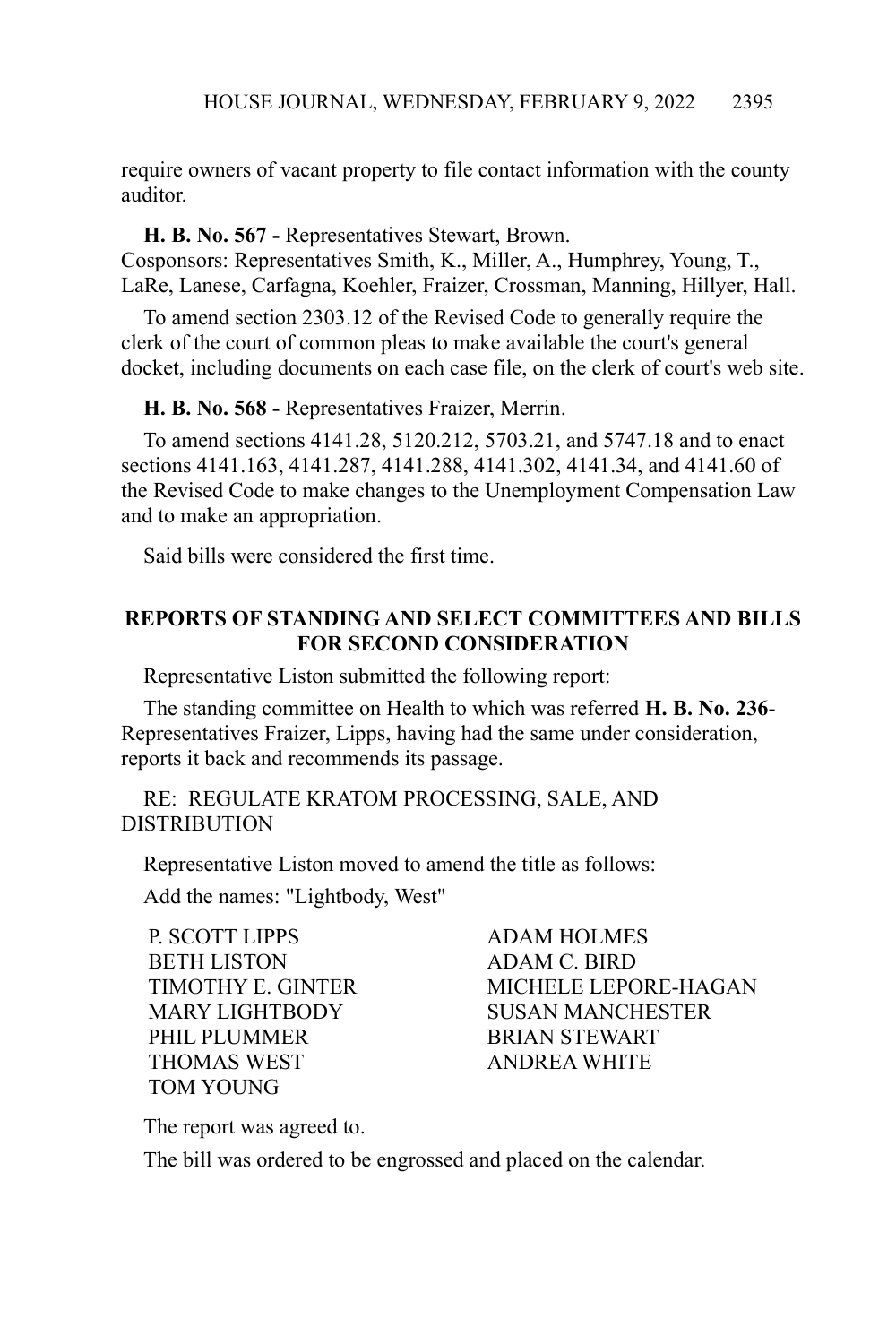require owners of vacant property to file contact information with the county auditor.

**H. B. No. 567 -** Representatives Stewart, Brown.
Cosponsors: Representatives Smith, K., Miller, A., Humphrey, Young, T., LaRe, Lanese, Carfagna, Koehler, Fraizer, Crossman, Manning, Hillyer, Hall.

To amend section 2303.12 of the Revised Code to generally require the clerk of the court of common pleas to make available the court's general docket, including documents on each case file, on the clerk of court's web site.

**H. B. No. 568 -** Representatives Fraizer, Merrin.

To amend sections 4141.28, 5120.212, 5703.21, and 5747.18 and to enact sections 4141.163, 4141.287, 4141.288, 4141.302, 4141.34, and 4141.60 of the Revised Code to make changes to the Unemployment Compensation Law and to make an appropriation.

Said bills were considered the first time.

## REPORTS OF STANDING AND SELECT COMMITTEES AND BILLS FOR SECOND CONSIDERATION

Representative Liston submitted the following report:

The standing committee on Health to which was referred **H. B. No. 236**-Representatives Fraizer, Lipps, having had the same under consideration, reports it back and recommends its passage.

RE: REGULATE KRATOM PROCESSING, SALE, AND DISTRIBUTION

Representative Liston moved to amend the title as follows:

Add the names: "Lightbody, West"

P. SCOTT LIPPS
BETH LISTON
TIMOTHY E. GINTER
MARY LIGHTBODY
PHIL PLUMMER
THOMAS WEST
TOM YOUNG
ADAM HOLMES
ADAM C. BIRD
MICHELE LEPORE-HAGAN
SUSAN MANCHESTER
BRIAN STEWART
ANDREA WHITE

The report was agreed to.

The bill was ordered to be engrossed and placed on the calendar.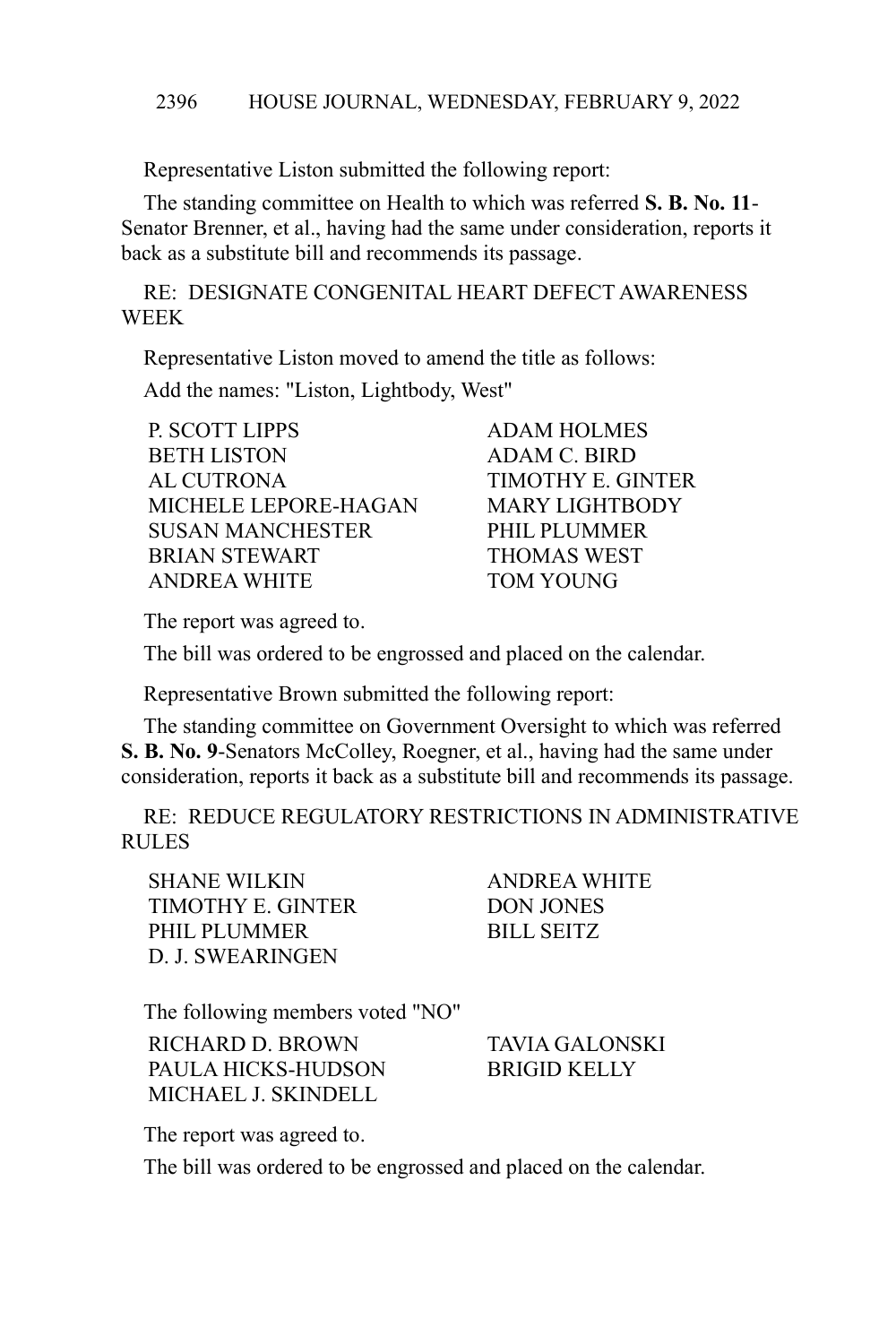Representative Liston submitted the following report:

The standing committee on Health to which was referred **S. B. No. 11**-Senator Brenner, et al., having had the same under consideration, reports it back as a substitute bill and recommends its passage.

RE: DESIGNATE CONGENITAL HEART DEFECT AWARENESS WEEK

Representative Liston moved to amend the title as follows:

Add the names: "Liston, Lightbody, West"

| | |
|---|---|
| P. SCOTT LIPPS | ADAM HOLMES |
| BETH LISTON | ADAM C. BIRD |
| AL CUTRONA | TIMOTHY E. GINTER |
| MICHELE LEPORE-HAGAN | MARY LIGHTBODY |
| SUSAN MANCHESTER | PHIL PLUMMER |
| BRIAN STEWART | THOMAS WEST |
| ANDREA WHITE | TOM YOUNG |

The report was agreed to.

The bill was ordered to be engrossed and placed on the calendar.

Representative Brown submitted the following report:

The standing committee on Government Oversight to which was referred **S. B. No. 9**-Senators McColley, Roegner, et al., having had the same under consideration, reports it back as a substitute bill and recommends its passage.

RE: REDUCE REGULATORY RESTRICTIONS IN ADMINISTRATIVE RULES

| | |
|---|---|
| SHANE WILKIN | ANDREA WHITE |
| TIMOTHY E. GINTER | DON JONES |
| PHIL PLUMMER | BILL SEITZ |
| D. J. SWEARINGEN | |

The following members voted "NO"

| | |
|---|---|
| RICHARD D. BROWN | TAVIA GALONSKI |
| PAULA HICKS-HUDSON | BRIGID KELLY |
| MICHAEL J. SKINDELL | |

The report was agreed to.

The bill was ordered to be engrossed and placed on the calendar.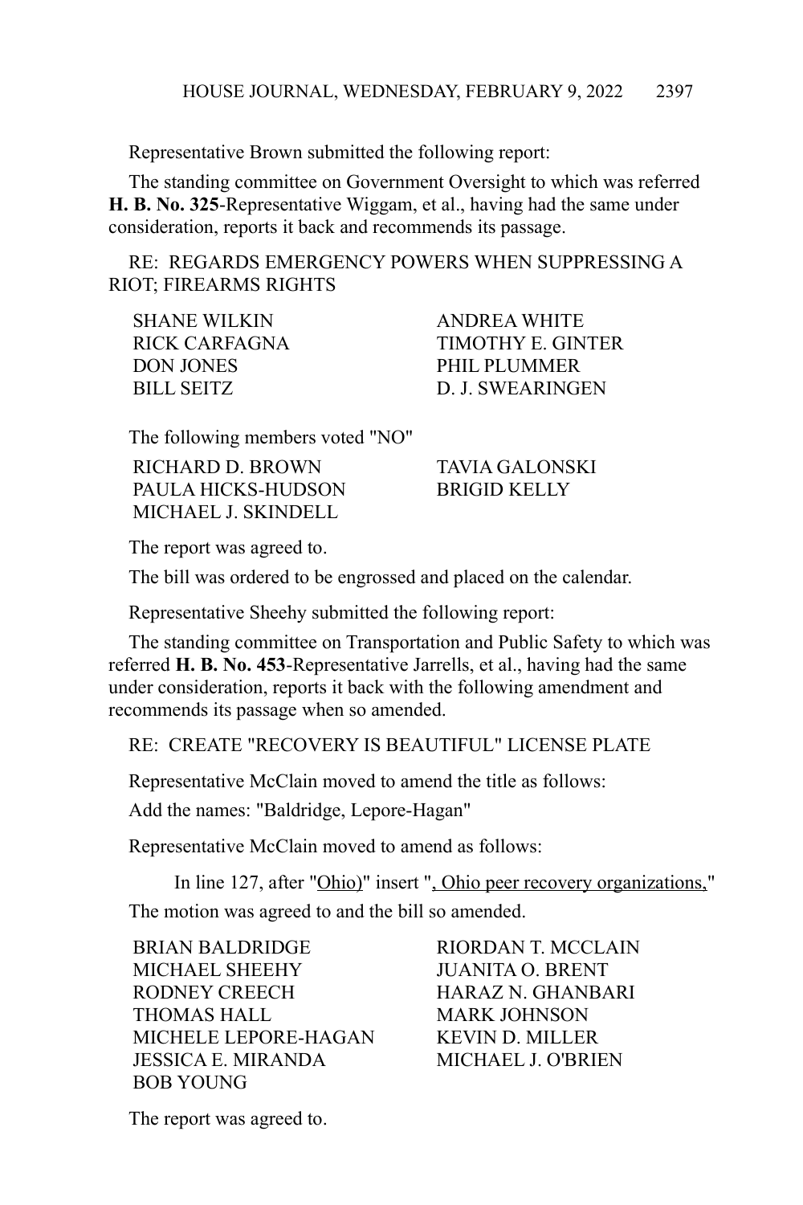Representative Brown submitted the following report:

The standing committee on Government Oversight to which was referred **H. B. No. 325**-Representative Wiggam, et al., having had the same under consideration, reports it back and recommends its passage.

RE: REGARDS EMERGENCY POWERS WHEN SUPPRESSING A RIOT; FIREARMS RIGHTS

SHANE WILKIN
ANDREA WHITE
RICK CARFAGNA
TIMOTHY E. GINTER
DON JONES
PHIL PLUMMER
BILL SEITZ
D. J. SWEARINGEN

The following members voted "NO"

RICHARD D. BROWN
TAVIA GALONSKI
PAULA HICKS-HUDSON
BRIGID KELLY
MICHAEL J. SKINDELL

The report was agreed to.

The bill was ordered to be engrossed and placed on the calendar.

Representative Sheehy submitted the following report:

The standing committee on Transportation and Public Safety to which was referred **H. B. No. 453**-Representative Jarrells, et al., having had the same under consideration, reports it back with the following amendment and recommends its passage when so amended.

RE: CREATE "RECOVERY IS BEAUTIFUL" LICENSE PLATE

Representative McClain moved to amend the title as follows:

Add the names: "Baldridge, Lepore-Hagan"

Representative McClain moved to amend as follows:

In line 127, after "Ohio)" insert ", Ohio peer recovery organizations,"

The motion was agreed to and the bill so amended.

BRIAN BALDRIDGE
RIORDAN T. MCCLAIN
MICHAEL SHEEHY
JUANITA O. BRENT
RODNEY CREECH
HARAZ N. GHANBARI
THOMAS HALL
MARK JOHNSON
MICHELE LEPORE-HAGAN
KEVIN D. MILLER
JESSICA E. MIRANDA
MICHAEL J. O'BRIEN
BOB YOUNG

The report was agreed to.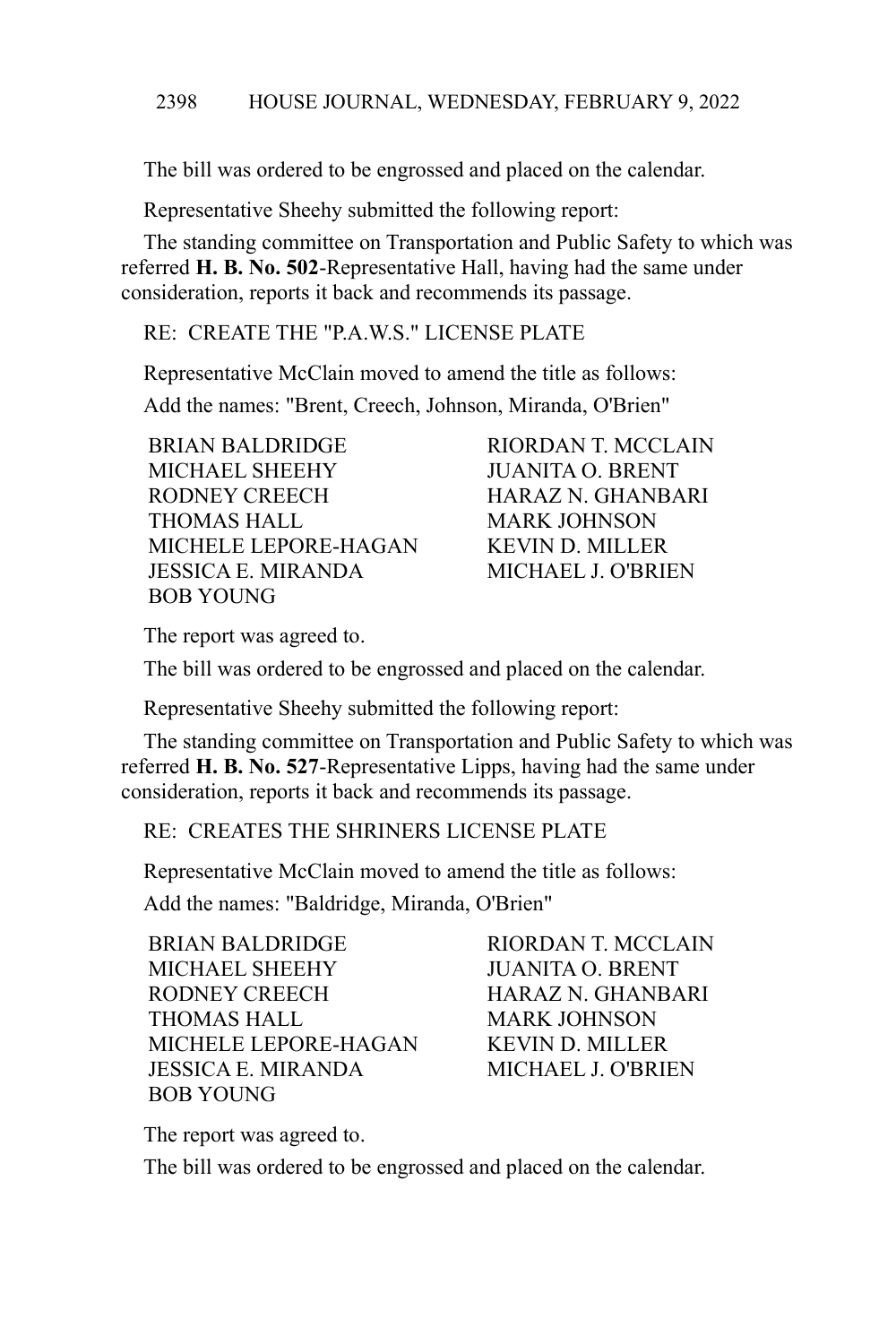The bill was ordered to be engrossed and placed on the calendar.

Representative Sheehy submitted the following report:

The standing committee on Transportation and Public Safety to which was referred **H. B. No. 502**-Representative Hall, having had the same under consideration, reports it back and recommends its passage.

RE: CREATE THE "P.A.W.S." LICENSE PLATE

Representative McClain moved to amend the title as follows:

Add the names: "Brent, Creech, Johnson, Miranda, O'Brien"

| | |
|---|---|
| BRIAN BALDRIDGE | RIORDAN T. MCCLAIN |
| MICHAEL SHEEHY | JUANITA O. BRENT |
| RODNEY CREECH | HARAZ N. GHANBARI |
| THOMAS HALL | MARK JOHNSON |
| MICHELE LEPORE-HAGAN | KEVIN D. MILLER |
| JESSICA E. MIRANDA | MICHAEL J. O'BRIEN |
| BOB YOUNG | |

The report was agreed to.

The bill was ordered to be engrossed and placed on the calendar.

Representative Sheehy submitted the following report:

The standing committee on Transportation and Public Safety to which was referred **H. B. No. 527**-Representative Lipps, having had the same under consideration, reports it back and recommends its passage.

RE: CREATES THE SHRINERS LICENSE PLATE

Representative McClain moved to amend the title as follows:

Add the names: "Baldridge, Miranda, O'Brien"

| | |
|---|---|
| BRIAN BALDRIDGE | RIORDAN T. MCCLAIN |
| MICHAEL SHEEHY | JUANITA O. BRENT |
| RODNEY CREECH | HARAZ N. GHANBARI |
| THOMAS HALL | MARK JOHNSON |
| MICHELE LEPORE-HAGAN | KEVIN D. MILLER |
| JESSICA E. MIRANDA | MICHAEL J. O'BRIEN |
| BOB YOUNG | |

The report was agreed to.

The bill was ordered to be engrossed and placed on the calendar.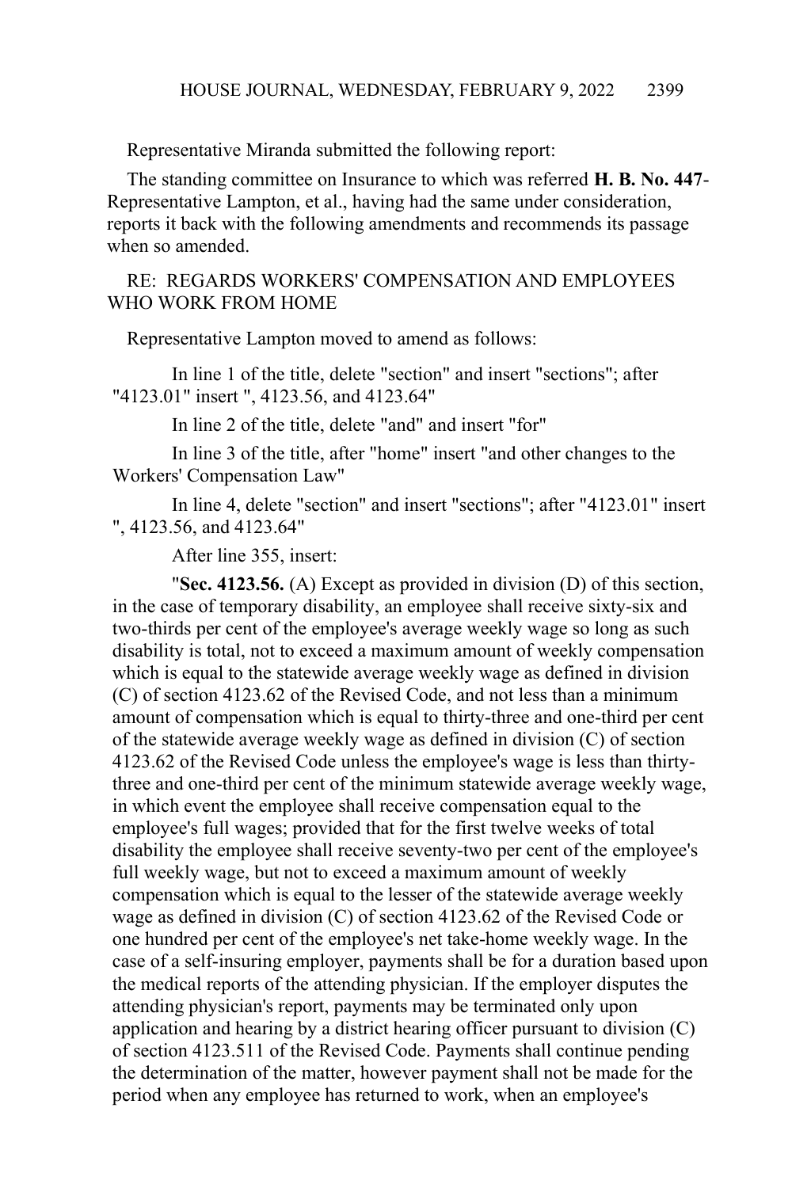Representative Miranda submitted the following report:

The standing committee on Insurance to which was referred **H. B. No. 447**-Representative Lampton, et al., having had the same under consideration, reports it back with the following amendments and recommends its passage when so amended.

RE: REGARDS WORKERS' COMPENSATION AND EMPLOYEES WHO WORK FROM HOME

Representative Lampton moved to amend as follows:

In line 1 of the title, delete "section" and insert "sections"; after "4123.01" insert ", 4123.56, and 4123.64"

In line 2 of the title, delete "and" and insert "for"

In line 3 of the title, after "home" insert "and other changes to the Workers' Compensation Law"

In line 4, delete "section" and insert "sections"; after "4123.01" insert ", 4123.56, and 4123.64"

After line 355, insert:

"**Sec. 4123.56.** (A) Except as provided in division (D) of this section, in the case of temporary disability, an employee shall receive sixty-six and two-thirds per cent of the employee's average weekly wage so long as such disability is total, not to exceed a maximum amount of weekly compensation which is equal to the statewide average weekly wage as defined in division (C) of section 4123.62 of the Revised Code, and not less than a minimum amount of compensation which is equal to thirty-three and one-third per cent of the statewide average weekly wage as defined in division (C) of section 4123.62 of the Revised Code unless the employee's wage is less than thirty-three and one-third per cent of the minimum statewide average weekly wage, in which event the employee shall receive compensation equal to the employee's full wages; provided that for the first twelve weeks of total disability the employee shall receive seventy-two per cent of the employee's full weekly wage, but not to exceed a maximum amount of weekly compensation which is equal to the lesser of the statewide average weekly wage as defined in division (C) of section 4123.62 of the Revised Code or one hundred per cent of the employee's net take-home weekly wage. In the case of a self-insuring employer, payments shall be for a duration based upon the medical reports of the attending physician. If the employer disputes the attending physician's report, payments may be terminated only upon application and hearing by a district hearing officer pursuant to division (C) of section 4123.511 of the Revised Code. Payments shall continue pending the determination of the matter, however payment shall not be made for the period when any employee has returned to work, when an employee's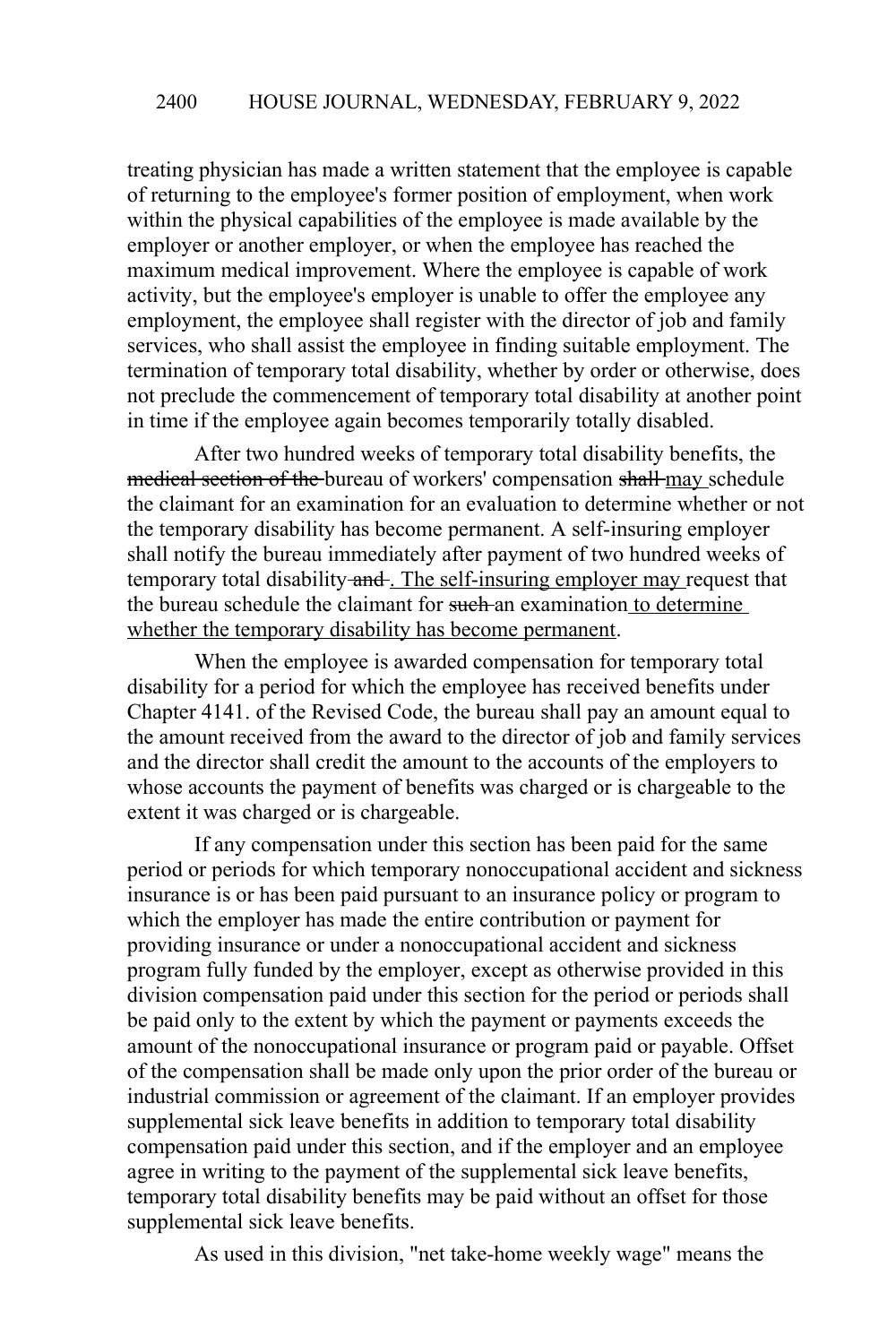treating physician has made a written statement that the employee is capable of returning to the employee's former position of employment, when work within the physical capabilities of the employee is made available by the employer or another employer, or when the employee has reached the maximum medical improvement. Where the employee is capable of work activity, but the employee's employer is unable to offer the employee any employment, the employee shall register with the director of job and family services, who shall assist the employee in finding suitable employment. The termination of temporary total disability, whether by order or otherwise, does not preclude the commencement of temporary total disability at another point in time if the employee again becomes temporarily totally disabled.

After two hundred weeks of temporary total disability benefits, the ~~medical section of the~~ bureau of workers' compensation ~~shall~~ <u>may</u> schedule the claimant for an examination for an evaluation to determine whether or not the temporary disability has become permanent. A self-insuring employer shall notify the bureau immediately after payment of two hundred weeks of temporary total disability ~~and~~ <u>. The self-insuring employer may</u> request that the bureau schedule the claimant for ~~such~~ an examination <u>to determine whether the temporary disability has become permanent</u>.

When the employee is awarded compensation for temporary total disability for a period for which the employee has received benefits under Chapter 4141. of the Revised Code, the bureau shall pay an amount equal to the amount received from the award to the director of job and family services and the director shall credit the amount to the accounts of the employers to whose accounts the payment of benefits was charged or is chargeable to the extent it was charged or is chargeable.

If any compensation under this section has been paid for the same period or periods for which temporary nonoccupational accident and sickness insurance is or has been paid pursuant to an insurance policy or program to which the employer has made the entire contribution or payment for providing insurance or under a nonoccupational accident and sickness program fully funded by the employer, except as otherwise provided in this division compensation paid under this section for the period or periods shall be paid only to the extent by which the payment or payments exceeds the amount of the nonoccupational insurance or program paid or payable. Offset of the compensation shall be made only upon the prior order of the bureau or industrial commission or agreement of the claimant. If an employer provides supplemental sick leave benefits in addition to temporary total disability compensation paid under this section, and if the employer and an employee agree in writing to the payment of the supplemental sick leave benefits, temporary total disability benefits may be paid without an offset for those supplemental sick leave benefits.

As used in this division, "net take-home weekly wage" means the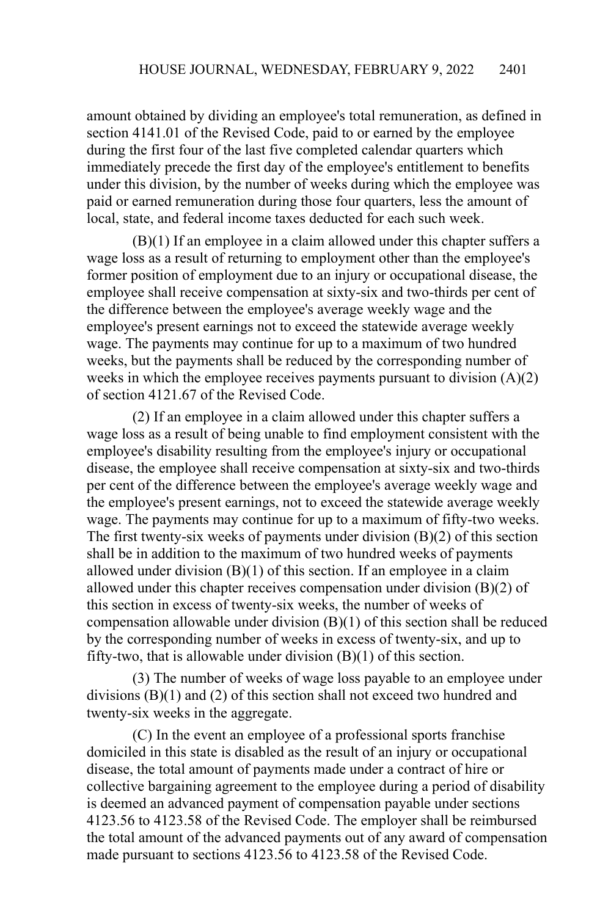amount obtained by dividing an employee's total remuneration, as defined in section 4141.01 of the Revised Code, paid to or earned by the employee during the first four of the last five completed calendar quarters which immediately precede the first day of the employee's entitlement to benefits under this division, by the number of weeks during which the employee was paid or earned remuneration during those four quarters, less the amount of local, state, and federal income taxes deducted for each such week.

(B)(1) If an employee in a claim allowed under this chapter suffers a wage loss as a result of returning to employment other than the employee's former position of employment due to an injury or occupational disease, the employee shall receive compensation at sixty-six and two-thirds per cent of the difference between the employee's average weekly wage and the employee's present earnings not to exceed the statewide average weekly wage. The payments may continue for up to a maximum of two hundred weeks, but the payments shall be reduced by the corresponding number of weeks in which the employee receives payments pursuant to division (A)(2) of section 4121.67 of the Revised Code.

(2) If an employee in a claim allowed under this chapter suffers a wage loss as a result of being unable to find employment consistent with the employee's disability resulting from the employee's injury or occupational disease, the employee shall receive compensation at sixty-six and two-thirds per cent of the difference between the employee's average weekly wage and the employee's present earnings, not to exceed the statewide average weekly wage. The payments may continue for up to a maximum of fifty-two weeks. The first twenty-six weeks of payments under division (B)(2) of this section shall be in addition to the maximum of two hundred weeks of payments allowed under division (B)(1) of this section. If an employee in a claim allowed under this chapter receives compensation under division (B)(2) of this section in excess of twenty-six weeks, the number of weeks of compensation allowable under division (B)(1) of this section shall be reduced by the corresponding number of weeks in excess of twenty-six, and up to fifty-two, that is allowable under division (B)(1) of this section.

(3) The number of weeks of wage loss payable to an employee under divisions (B)(1) and (2) of this section shall not exceed two hundred and twenty-six weeks in the aggregate.

(C) In the event an employee of a professional sports franchise domiciled in this state is disabled as the result of an injury or occupational disease, the total amount of payments made under a contract of hire or collective bargaining agreement to the employee during a period of disability is deemed an advanced payment of compensation payable under sections 4123.56 to 4123.58 of the Revised Code. The employer shall be reimbursed the total amount of the advanced payments out of any award of compensation made pursuant to sections 4123.56 to 4123.58 of the Revised Code.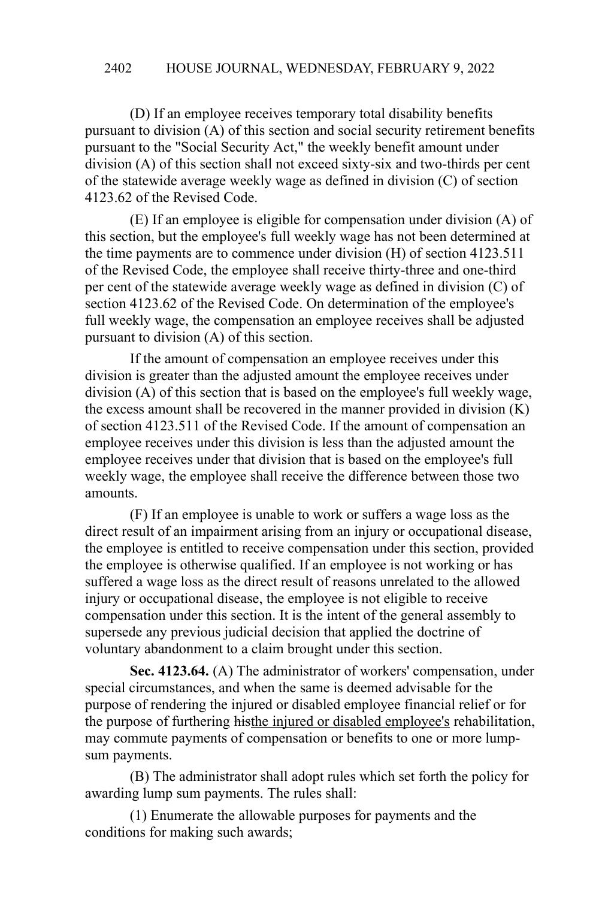(D) If an employee receives temporary total disability benefits pursuant to division (A) of this section and social security retirement benefits pursuant to the "Social Security Act," the weekly benefit amount under division (A) of this section shall not exceed sixty-six and two-thirds per cent of the statewide average weekly wage as defined in division (C) of section 4123.62 of the Revised Code.

(E) If an employee is eligible for compensation under division (A) of this section, but the employee's full weekly wage has not been determined at the time payments are to commence under division (H) of section 4123.511 of the Revised Code, the employee shall receive thirty-three and one-third per cent of the statewide average weekly wage as defined in division (C) of section 4123.62 of the Revised Code. On determination of the employee's full weekly wage, the compensation an employee receives shall be adjusted pursuant to division (A) of this section.

If the amount of compensation an employee receives under this division is greater than the adjusted amount the employee receives under division (A) of this section that is based on the employee's full weekly wage, the excess amount shall be recovered in the manner provided in division (K) of section 4123.511 of the Revised Code. If the amount of compensation an employee receives under this division is less than the adjusted amount the employee receives under that division that is based on the employee's full weekly wage, the employee shall receive the difference between those two amounts.

(F) If an employee is unable to work or suffers a wage loss as the direct result of an impairment arising from an injury or occupational disease, the employee is entitled to receive compensation under this section, provided the employee is otherwise qualified. If an employee is not working or has suffered a wage loss as the direct result of reasons unrelated to the allowed injury or occupational disease, the employee is not eligible to receive compensation under this section. It is the intent of the general assembly to supersede any previous judicial decision that applied the doctrine of voluntary abandonment to a claim brought under this section.

**Sec. 4123.64.** (A) The administrator of workers' compensation, under special circumstances, and when the same is deemed advisable for the purpose of rendering the injured or disabled employee financial relief or for the purpose of furthering ~~his~~the injured or disabled employee's rehabilitation, may commute payments of compensation or benefits to one or more lump-sum payments.

(B) The administrator shall adopt rules which set forth the policy for awarding lump sum payments. The rules shall:

(1) Enumerate the allowable purposes for payments and the conditions for making such awards;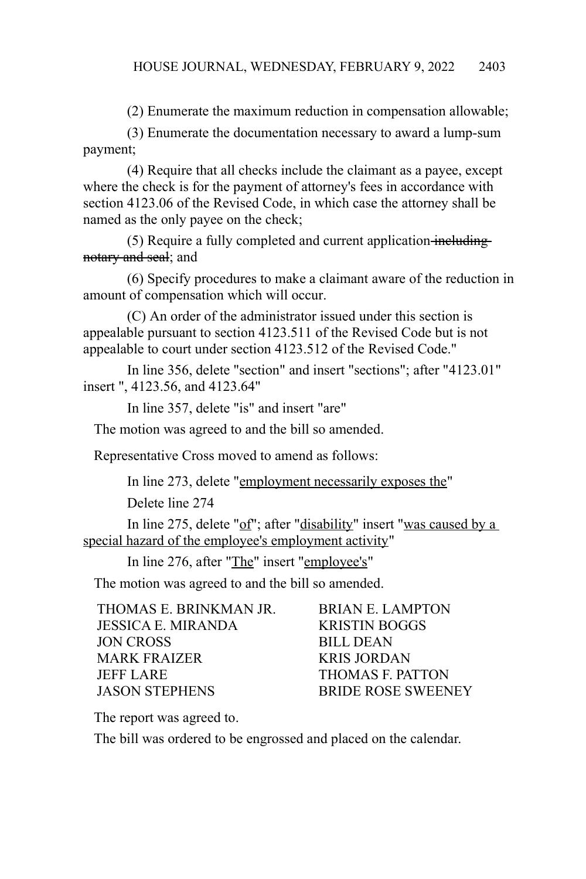(2) Enumerate the maximum reduction in compensation allowable;

(3) Enumerate the documentation necessary to award a lump-sum payment;

(4) Require that all checks include the claimant as a payee, except where the check is for the payment of attorney's fees in accordance with section 4123.06 of the Revised Code, in which case the attorney shall be named as the only payee on the check;

(5) Require a fully completed and current application ~~including notary and seal~~; and

(6) Specify procedures to make a claimant aware of the reduction in amount of compensation which will occur.

(C) An order of the administrator issued under this section is appealable pursuant to section 4123.511 of the Revised Code but is not appealable to court under section 4123.512 of the Revised Code."

In line 356, delete "section" and insert "sections"; after "4123.01" insert ", 4123.56, and 4123.64"

In line 357, delete "is" and insert "are"

The motion was agreed to and the bill so amended.

Representative Cross moved to amend as follows:

In line 273, delete "<u>employment necessarily exposes the</u>"

Delete line 274

In line 275, delete "<u>of</u>"; after "<u>disability</u>" insert "<u>was caused by a special hazard of the employee's employment activity</u>"

In line 276, after "<u>The</u>" insert "<u>employee's</u>"

The motion was agreed to and the bill so amended.

| | |
|---|---|
| THOMAS E. BRINKMAN JR. | BRIAN E. LAMPTON |
| JESSICA E. MIRANDA | KRISTIN BOGGS |
| JON CROSS | BILL DEAN |
| MARK FRAIZER | KRIS JORDAN |
| JEFF LARE | THOMAS F. PATTON |
| JASON STEPHENS | BRIDE ROSE SWEENEY |

The report was agreed to.

The bill was ordered to be engrossed and placed on the calendar.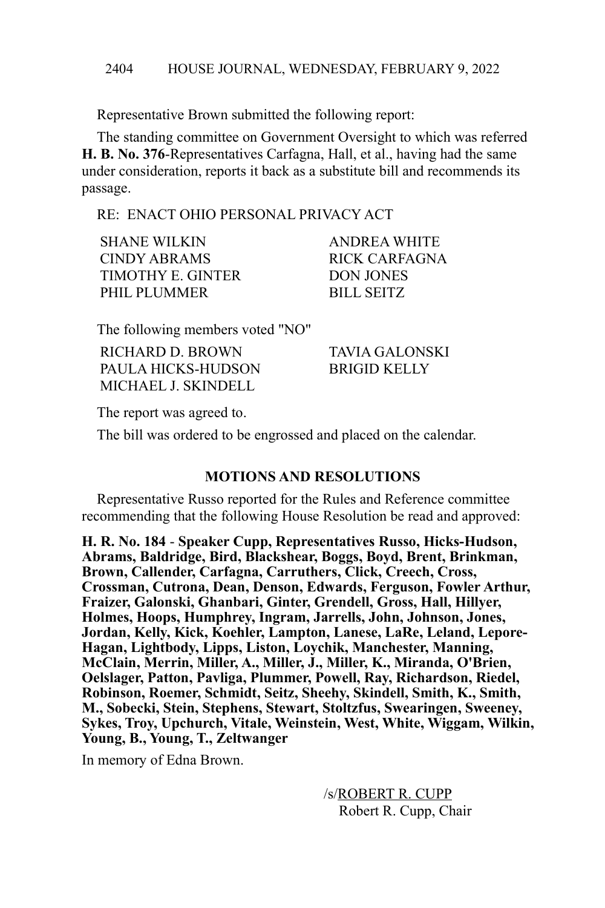Representative Brown submitted the following report:

The standing committee on Government Oversight to which was referred **H. B. No. 376**-Representatives Carfagna, Hall, et al., having had the same under consideration, reports it back as a substitute bill and recommends its passage.

RE: ENACT OHIO PERSONAL PRIVACY ACT

| | |
|---|---|
| SHANE WILKIN | ANDREA WHITE |
| CINDY ABRAMS | RICK CARFAGNA |
| TIMOTHY E. GINTER | DON JONES |
| PHIL PLUMMER | BILL SEITZ |

The following members voted "NO"

| | |
|---|---|
| RICHARD D. BROWN | TAVIA GALONSKI |
| PAULA HICKS-HUDSON | BRIGID KELLY |
| MICHAEL J. SKINDELL | |

The report was agreed to.

The bill was ordered to be engrossed and placed on the calendar.

## MOTIONS AND RESOLUTIONS

Representative Russo reported for the Rules and Reference committee recommending that the following House Resolution be read and approved:

**H. R. No. 184 - Speaker Cupp, Representatives Russo, Hicks-Hudson, Abrams, Baldridge, Bird, Blackshear, Boggs, Boyd, Brent, Brinkman, Brown, Callender, Carfagna, Carruthers, Click, Creech, Cross, Crossman, Cutrona, Dean, Denson, Edwards, Ferguson, Fowler Arthur, Fraizer, Galonski, Ghanbari, Ginter, Grendell, Gross, Hall, Hillyer, Holmes, Hoops, Humphrey, Ingram, Jarrells, John, Johnson, Jones, Jordan, Kelly, Kick, Koehler, Lampton, Lanese, LaRe, Leland, Lepore-Hagan, Lightbody, Lipps, Liston, Loychik, Manchester, Manning, McClain, Merrin, Miller, A., Miller, J., Miller, K., Miranda, O'Brien, Oelslager, Patton, Pavliga, Plummer, Powell, Ray, Richardson, Riedel, Robinson, Roemer, Schmidt, Seitz, Sheehy, Skindell, Smith, K., Smith, M., Sobecki, Stein, Stephens, Stewart, Stoltzfus, Swearingen, Sweeney, Sykes, Troy, Upchurch, Vitale, Weinstein, West, White, Wiggam, Wilkin, Young, B., Young, T., Zeltwanger**

In memory of Edna Brown.

/s/ROBERT R. CUPP
Robert R. Cupp, Chair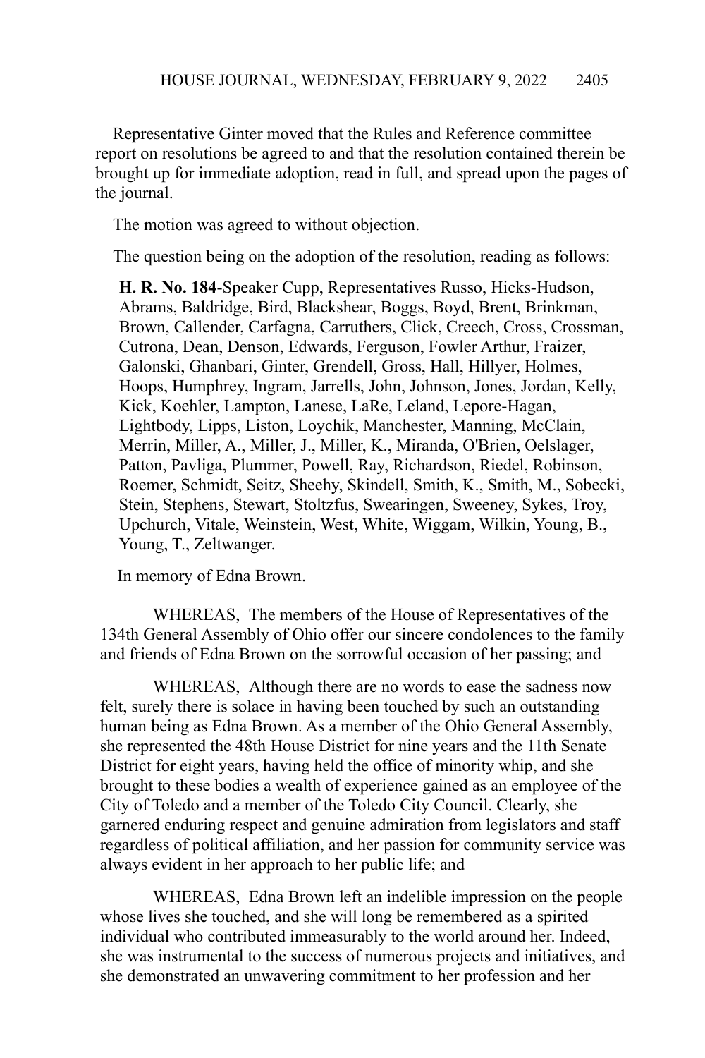Representative Ginter moved that the Rules and Reference committee report on resolutions be agreed to and that the resolution contained therein be brought up for immediate adoption, read in full, and spread upon the pages of the journal.

The motion was agreed to without objection.

The question being on the adoption of the resolution, reading as follows:

**H. R. No. 184**-Speaker Cupp, Representatives Russo, Hicks-Hudson, Abrams, Baldridge, Bird, Blackshear, Boggs, Boyd, Brent, Brinkman, Brown, Callender, Carfagna, Carruthers, Click, Creech, Cross, Crossman, Cutrona, Dean, Denson, Edwards, Ferguson, Fowler Arthur, Fraizer, Galonski, Ghanbari, Ginter, Grendell, Gross, Hall, Hillyer, Holmes, Hoops, Humphrey, Ingram, Jarrells, John, Johnson, Jones, Jordan, Kelly, Kick, Koehler, Lampton, Lanese, LaRe, Leland, Lepore-Hagan, Lightbody, Lipps, Liston, Loychik, Manchester, Manning, McClain, Merrin, Miller, A., Miller, J., Miller, K., Miranda, O'Brien, Oelslager, Patton, Pavliga, Plummer, Powell, Ray, Richardson, Riedel, Robinson, Roemer, Schmidt, Seitz, Sheehy, Skindell, Smith, K., Smith, M., Sobecki, Stein, Stephens, Stewart, Stoltzfus, Swearingen, Sweeney, Sykes, Troy, Upchurch, Vitale, Weinstein, West, White, Wiggam, Wilkin, Young, B., Young, T., Zeltwanger.

In memory of Edna Brown.

WHEREAS, The members of the House of Representatives of the 134th General Assembly of Ohio offer our sincere condolences to the family and friends of Edna Brown on the sorrowful occasion of her passing; and

WHEREAS, Although there are no words to ease the sadness now felt, surely there is solace in having been touched by such an outstanding human being as Edna Brown. As a member of the Ohio General Assembly, she represented the 48th House District for nine years and the 11th Senate District for eight years, having held the office of minority whip, and she brought to these bodies a wealth of experience gained as an employee of the City of Toledo and a member of the Toledo City Council. Clearly, she garnered enduring respect and genuine admiration from legislators and staff regardless of political affiliation, and her passion for community service was always evident in her approach to her public life; and

WHEREAS, Edna Brown left an indelible impression on the people whose lives she touched, and she will long be remembered as a spirited individual who contributed immeasurably to the world around her. Indeed, she was instrumental to the success of numerous projects and initiatives, and she demonstrated an unwavering commitment to her profession and her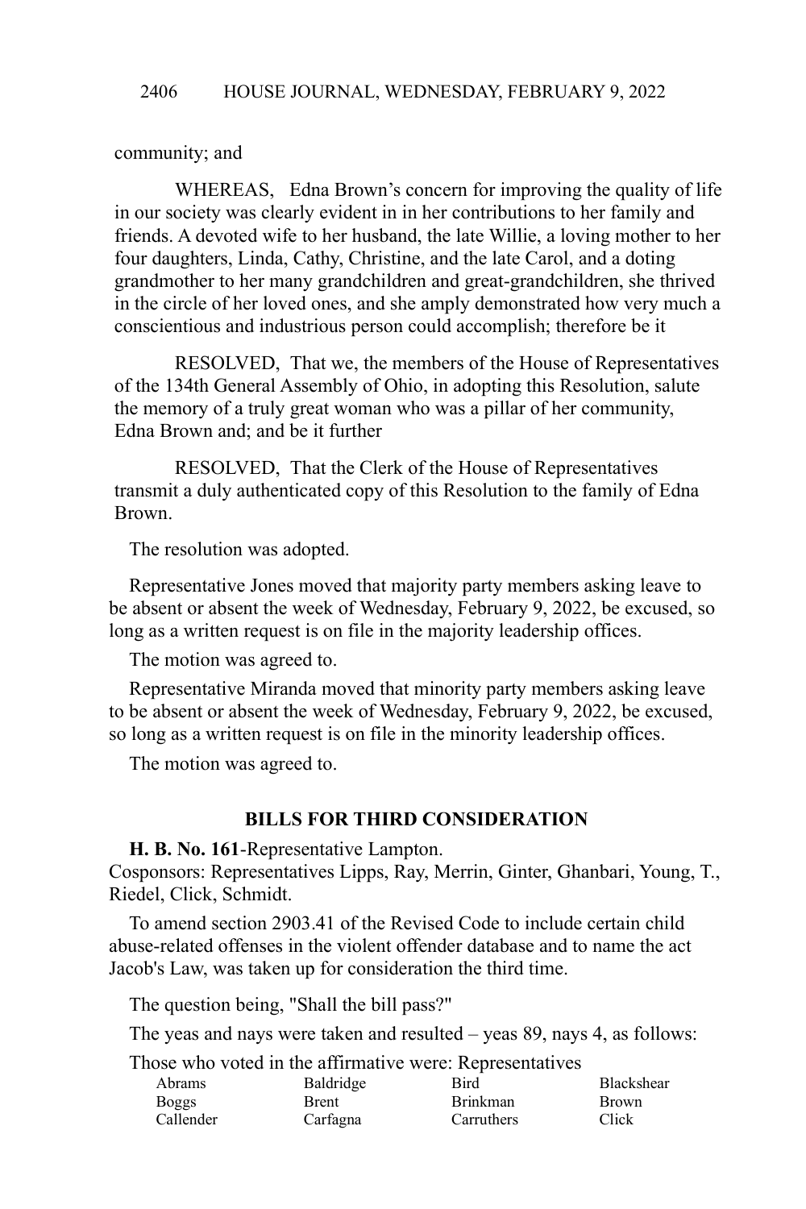community; and

WHEREAS, Edna Brown's concern for improving the quality of life in our society was clearly evident in in her contributions to her family and friends. A devoted wife to her husband, the late Willie, a loving mother to her four daughters, Linda, Cathy, Christine, and the late Carol, and a doting grandmother to her many grandchildren and great-grandchildren, she thrived in the circle of her loved ones, and she amply demonstrated how very much a conscientious and industrious person could accomplish; therefore be it

RESOLVED, That we, the members of the House of Representatives of the 134th General Assembly of Ohio, in adopting this Resolution, salute the memory of a truly great woman who was a pillar of her community, Edna Brown and; and be it further

RESOLVED, That the Clerk of the House of Representatives transmit a duly authenticated copy of this Resolution to the family of Edna Brown.

The resolution was adopted.

Representative Jones moved that majority party members asking leave to be absent or absent the week of Wednesday, February 9, 2022, be excused, so long as a written request is on file in the majority leadership offices.

The motion was agreed to.

Representative Miranda moved that minority party members asking leave to be absent or absent the week of Wednesday, February 9, 2022, be excused, so long as a written request is on file in the minority leadership offices.

The motion was agreed to.

## BILLS FOR THIRD CONSIDERATION

**H. B. No. 161**-Representative Lampton.
Cosponsors: Representatives Lipps, Ray, Merrin, Ginter, Ghanbari, Young, T., Riedel, Click, Schmidt.

To amend section 2903.41 of the Revised Code to include certain child abuse-related offenses in the violent offender database and to name the act Jacob's Law, was taken up for consideration the third time.

The question being, "Shall the bill pass?"

The yeas and nays were taken and resulted – yeas 89, nays 4, as follows:

Those who voted in the affirmative were: Representatives

| | | | |
|---|---|---|---|
| Abrams | Baldridge | Bird | Blackshear |
| Boggs | Brent | Brinkman | Brown |
| Callender | Carfagna | Carruthers | Click |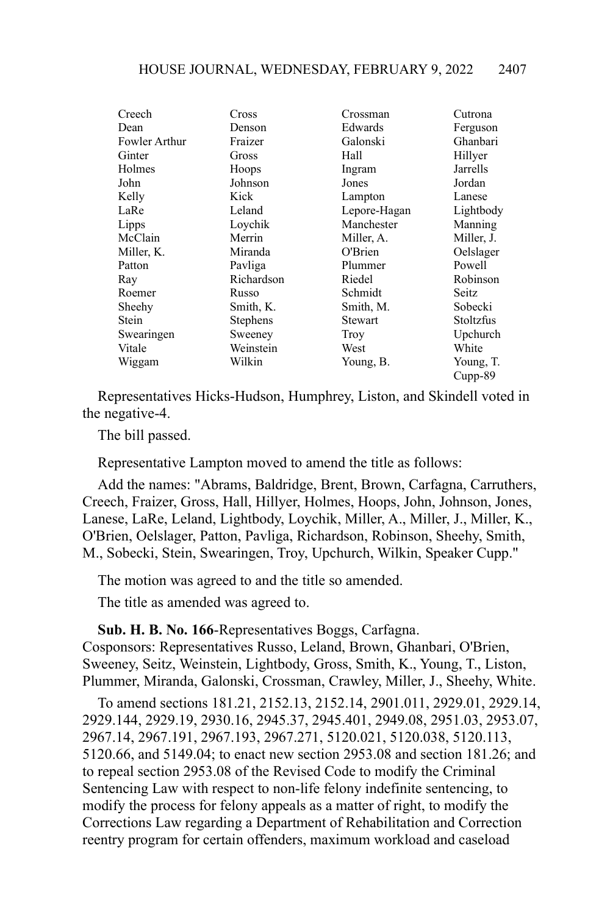| | | | |
|---|---|---|---|
| Creech | Cross | Crossman | Cutrona |
| Dean | Denson | Edwards | Ferguson |
| Fowler Arthur | Fraizer | Galonski | Ghanbari |
| Ginter | Gross | Hall | Hillyer |
| Holmes | Hoops | Ingram | Jarrells |
| John | Johnson | Jones | Jordan |
| Kelly | Kick | Lampton | Lanese |
| LaRe | Leland | Lepore-Hagan | Lightbody |
| Lipps | Loychik | Manchester | Manning |
| McClain | Merrin | Miller, A. | Miller, J. |
| Miller, K. | Miranda | O'Brien | Oelslager |
| Patton | Pavliga | Plummer | Powell |
| Ray | Richardson | Riedel | Robinson |
| Roemer | Russo | Schmidt | Seitz |
| Sheehy | Smith, K. | Smith, M. | Sobecki |
| Stein | Stephens | Stewart | Stoltzfus |
| Swearingen | Sweeney | Troy | Upchurch |
| Vitale | Weinstein | West | White |
| Wiggam | Wilkin | Young, B. | Young, T. |
| | | | Cupp-89 |

Representatives Hicks-Hudson, Humphrey, Liston, and Skindell voted in the negative-4.

The bill passed.

Representative Lampton moved to amend the title as follows:

Add the names: "Abrams, Baldridge, Brent, Brown, Carfagna, Carruthers, Creech, Fraizer, Gross, Hall, Hillyer, Holmes, Hoops, John, Johnson, Jones, Lanese, LaRe, Leland, Lightbody, Loychik, Miller, A., Miller, J., Miller, K., O'Brien, Oelslager, Patton, Pavliga, Richardson, Robinson, Sheehy, Smith, M., Sobecki, Stein, Swearingen, Troy, Upchurch, Wilkin, Speaker Cupp."

The motion was agreed to and the title so amended.

The title as amended was agreed to.

**Sub. H. B. No. 166**-Representatives Boggs, Carfagna.
Cosponsors: Representatives Russo, Leland, Brown, Ghanbari, O'Brien, Sweeney, Seitz, Weinstein, Lightbody, Gross, Smith, K., Young, T., Liston, Plummer, Miranda, Galonski, Crossman, Crawley, Miller, J., Sheehy, White.

To amend sections 181.21, 2152.13, 2152.14, 2901.011, 2929.01, 2929.14, 2929.144, 2929.19, 2930.16, 2945.37, 2945.401, 2949.08, 2951.03, 2953.07, 2967.14, 2967.191, 2967.193, 2967.271, 5120.021, 5120.038, 5120.113, 5120.66, and 5149.04; to enact new section 2953.08 and section 181.26; and to repeal section 2953.08 of the Revised Code to modify the Criminal Sentencing Law with respect to non-life felony indefinite sentencing, to modify the process for felony appeals as a matter of right, to modify the Corrections Law regarding a Department of Rehabilitation and Correction reentry program for certain offenders, maximum workload and caseload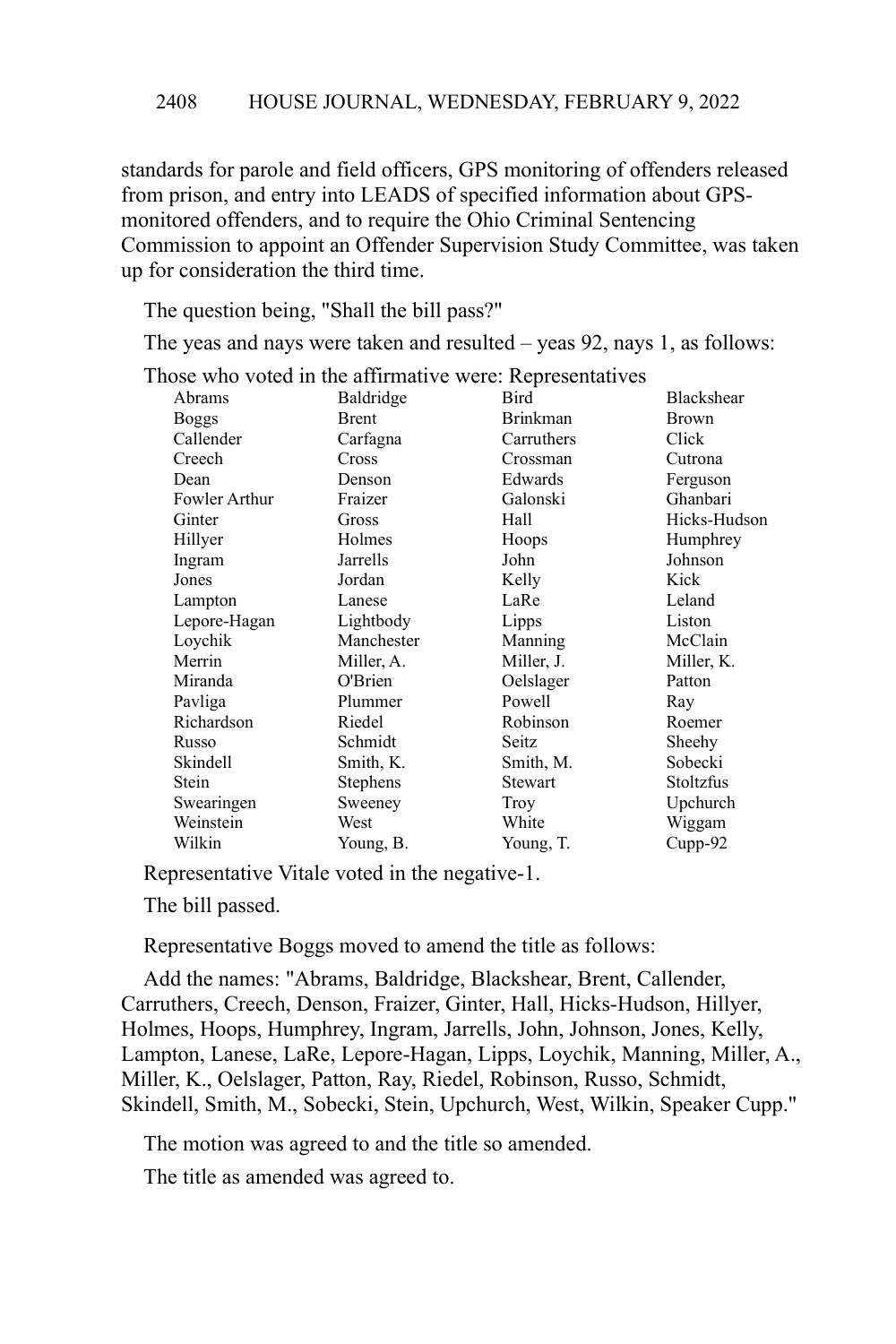standards for parole and field officers, GPS monitoring of offenders released from prison, and entry into LEADS of specified information about GPS-monitored offenders, and to require the Ohio Criminal Sentencing Commission to appoint an Offender Supervision Study Committee, was taken up for consideration the third time.

The question being, "Shall the bill pass?"

The yeas and nays were taken and resulted – yeas 92, nays 1, as follows:

Those who voted in the affirmative were: Representatives

| | | | |
|---|---|---|---|
| Abrams | Baldridge | Bird | Blackshear |
| Boggs | Brent | Brinkman | Brown |
| Callender | Carfagna | Carruthers | Click |
| Creech | Cross | Crossman | Cutrona |
| Dean | Denson | Edwards | Ferguson |
| Fowler Arthur | Fraizer | Galonski | Ghanbari |
| Ginter | Gross | Hall | Hicks-Hudson |
| Hillyer | Holmes | Hoops | Humphrey |
| Ingram | Jarrells | John | Johnson |
| Jones | Jordan | Kelly | Kick |
| Lampton | Lanese | LaRe | Leland |
| Lepore-Hagan | Lightbody | Lipps | Liston |
| Loychik | Manchester | Manning | McClain |
| Merrin | Miller, A. | Miller, J. | Miller, K. |
| Miranda | O'Brien | Oelslager | Patton |
| Pavliga | Plummer | Powell | Ray |
| Richardson | Riedel | Robinson | Roemer |
| Russo | Schmidt | Seitz | Sheehy |
| Skindell | Smith, K. | Smith, M. | Sobecki |
| Stein | Stephens | Stewart | Stoltzfus |
| Swearingen | Sweeney | Troy | Upchurch |
| Weinstein | West | White | Wiggam |
| Wilkin | Young, B. | Young, T. | Cupp-92 |

Representative Vitale voted in the negative-1.

The bill passed.

Representative Boggs moved to amend the title as follows:

Add the names: "Abrams, Baldridge, Blackshear, Brent, Callender, Carruthers, Creech, Denson, Fraizer, Ginter, Hall, Hicks-Hudson, Hillyer, Holmes, Hoops, Humphrey, Ingram, Jarrells, John, Johnson, Jones, Kelly, Lampton, Lanese, LaRe, Lepore-Hagan, Lipps, Loychik, Manning, Miller, A., Miller, K., Oelslager, Patton, Ray, Riedel, Robinson, Russo, Schmidt, Skindell, Smith, M., Sobecki, Stein, Upchurch, West, Wilkin, Speaker Cupp."

The motion was agreed to and the title so amended.

The title as amended was agreed to.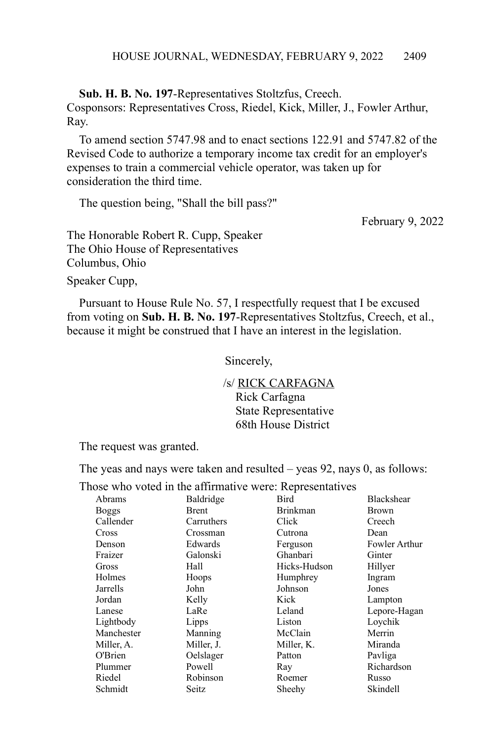**Sub. H. B. No. 197**-Representatives Stoltzfus, Creech.
Cosponsors: Representatives Cross, Riedel, Kick, Miller, J., Fowler Arthur, Ray.

To amend section 5747.98 and to enact sections 122.91 and 5747.82 of the Revised Code to authorize a temporary income tax credit for an employer's expenses to train a commercial vehicle operator, was taken up for consideration the third time.

The question being, "Shall the bill pass?"

February 9, 2022

The Honorable Robert R. Cupp, Speaker
The Ohio House of Representatives
Columbus, Ohio

Speaker Cupp,

Pursuant to House Rule No. 57, I respectfully request that I be excused from voting on **Sub. H. B. No. 197**-Representatives Stoltzfus, Creech, et al., because it might be construed that I have an interest in the legislation.

Sincerely,

/s/ RICK CARFAGNA
Rick Carfagna
State Representative
68th House District

The request was granted.

The yeas and nays were taken and resulted – yeas 92, nays 0, as follows:

Those who voted in the affirmative were: Representatives

| | | | |
|---|---|---|---|
| Abrams | Baldridge | Bird | Blackshear |
| Boggs | Brent | Brinkman | Brown |
| Callender | Carruthers | Click | Creech |
| Cross | Crossman | Cutrona | Dean |
| Denson | Edwards | Ferguson | Fowler Arthur |
| Fraizer | Galonski | Ghanbari | Ginter |
| Gross | Hall | Hicks-Hudson | Hillyer |
| Holmes | Hoops | Humphrey | Ingram |
| Jarrells | John | Johnson | Jones |
| Jordan | Kelly | Kick | Lampton |
| Lanese | LaRe | Leland | Lepore-Hagan |
| Lightbody | Lipps | Liston | Loychik |
| Manchester | Manning | McClain | Merrin |
| Miller, A. | Miller, J. | Miller, K. | Miranda |
| O'Brien | Oelslager | Patton | Pavliga |
| Plummer | Powell | Ray | Richardson |
| Riedel | Robinson | Roemer | Russo |
| Schmidt | Seitz | Sheehy | Skindell |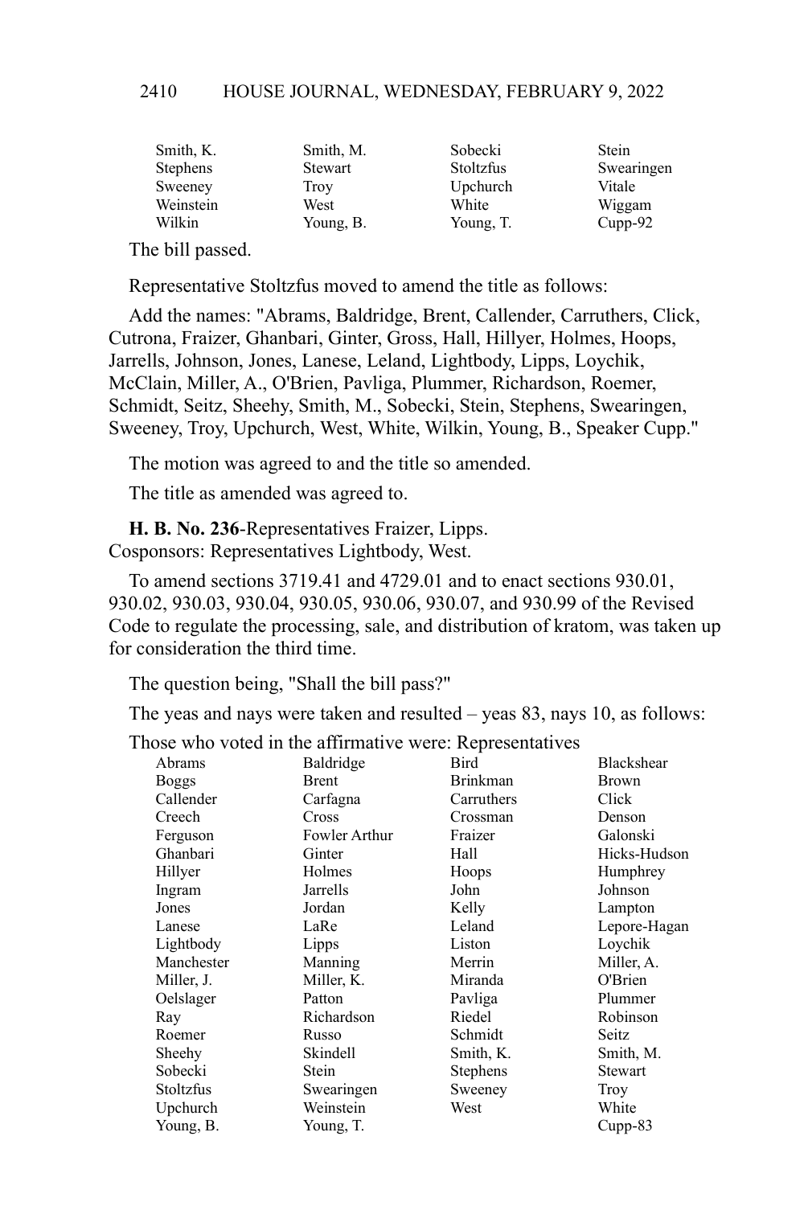| | | | |
|---|---|---|---|
| Smith, K. | Smith, M. | Sobecki | Stein |
| Stephens | Stewart | Stoltzfus | Swearingen |
| Sweeney | Troy | Upchurch | Vitale |
| Weinstein | West | White | Wiggam |
| Wilkin | Young, B. | Young, T. | Cupp-92 |

The bill passed.

Representative Stoltzfus moved to amend the title as follows:

Add the names: "Abrams, Baldridge, Brent, Callender, Carruthers, Click, Cutrona, Fraizer, Ghanbari, Ginter, Gross, Hall, Hillyer, Holmes, Hoops, Jarrells, Johnson, Jones, Lanese, Leland, Lightbody, Lipps, Loychik, McClain, Miller, A., O'Brien, Pavliga, Plummer, Richardson, Roemer, Schmidt, Seitz, Sheehy, Smith, M., Sobecki, Stein, Stephens, Swearingen, Sweeney, Troy, Upchurch, West, White, Wilkin, Young, B., Speaker Cupp."

The motion was agreed to and the title so amended.

The title as amended was agreed to.

**H. B. No. 236**-Representatives Fraizer, Lipps.
Cosponsors: Representatives Lightbody, West.

To amend sections 3719.41 and 4729.01 and to enact sections 930.01, 930.02, 930.03, 930.04, 930.05, 930.06, 930.07, and 930.99 of the Revised Code to regulate the processing, sale, and distribution of kratom, was taken up for consideration the third time.

The question being, "Shall the bill pass?"

The yeas and nays were taken and resulted – yeas 83, nays 10, as follows:

Those who voted in the affirmative were: Representatives

| | | | |
|---|---|---|---|
| Abrams | Baldridge | Bird | Blackshear |
| Boggs | Brent | Brinkman | Brown |
| Callender | Carfagna | Carruthers | Click |
| Creech | Cross | Crossman | Denson |
| Ferguson | Fowler Arthur | Fraizer | Galonski |
| Ghanbari | Ginter | Hall | Hicks-Hudson |
| Hillyer | Holmes | Hoops | Humphrey |
| Ingram | Jarrells | John | Johnson |
| Jones | Jordan | Kelly | Lampton |
| Lanese | LaRe | Leland | Lepore-Hagan |
| Lightbody | Lipps | Liston | Loychik |
| Manchester | Manning | Merrin | Miller, A. |
| Miller, J. | Miller, K. | Miranda | O'Brien |
| Oelslager | Patton | Pavliga | Plummer |
| Ray | Richardson | Riedel | Robinson |
| Roemer | Russo | Schmidt | Seitz |
| Sheehy | Skindell | Smith, K. | Smith, M. |
| Sobecki | Stein | Stephens | Stewart |
| Stoltzfus | Swearingen | Sweeney | Troy |
| Upchurch | Weinstein | West | White |
| Young, B. | Young, T. | | Cupp-83 |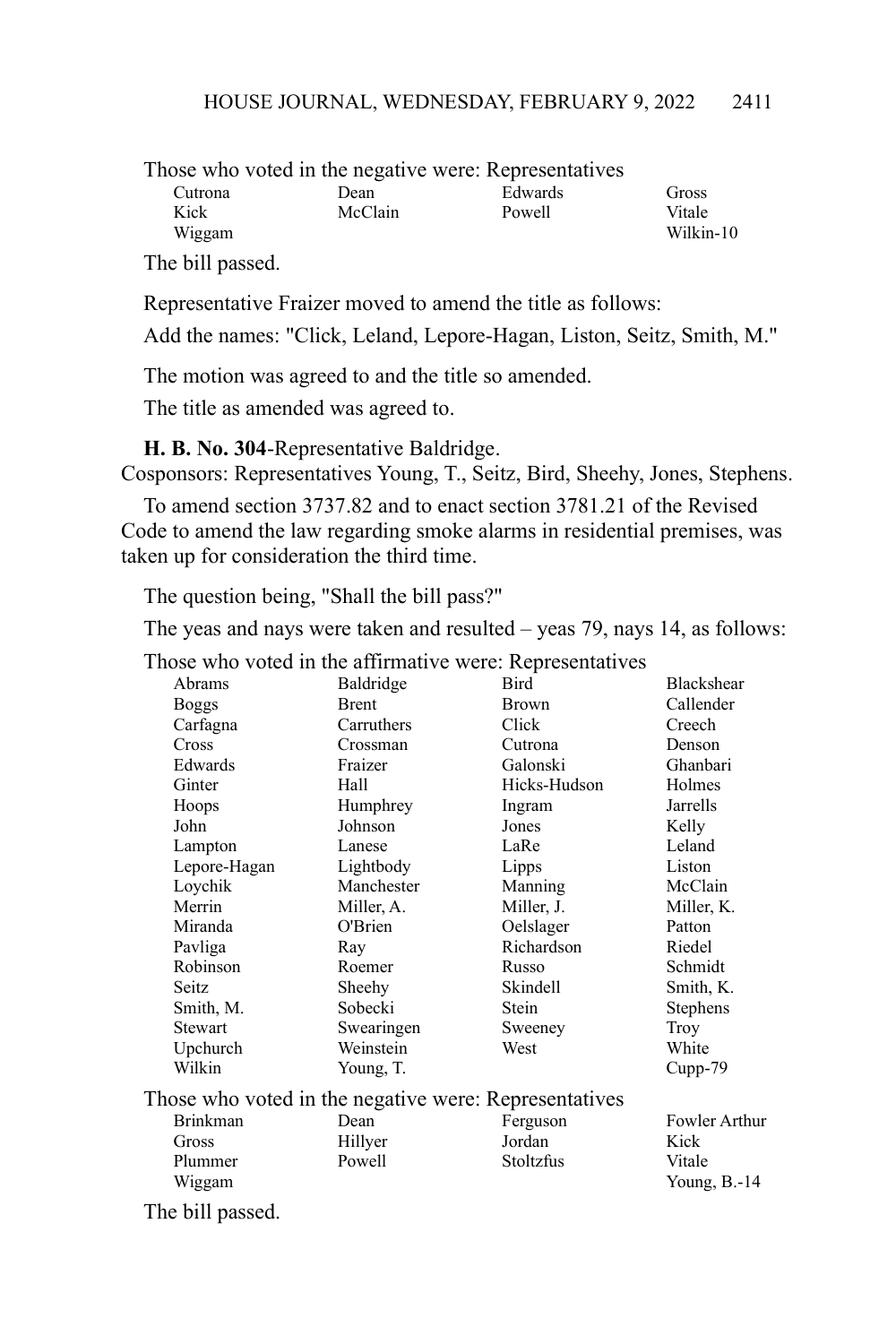Those who voted in the negative were: Representatives

| | | | |
|---|---|---|---|
| Cutrona | Dean | Edwards | Gross |
| Kick | McClain | Powell | Vitale |
| Wiggam | | | Wilkin-10 |

The bill passed.

Representative Fraizer moved to amend the title as follows:

Add the names: "Click, Leland, Lepore-Hagan, Liston, Seitz, Smith, M."

The motion was agreed to and the title so amended.

The title as amended was agreed to.

**H. B. No. 304**-Representative Baldridge.
Cosponsors: Representatives Young, T., Seitz, Bird, Sheehy, Jones, Stephens.

To amend section 3737.82 and to enact section 3781.21 of the Revised Code to amend the law regarding smoke alarms in residential premises, was taken up for consideration the third time.

The question being, "Shall the bill pass?"

The yeas and nays were taken and resulted – yeas 79, nays 14, as follows:

Those who voted in the affirmative were: Representatives

| | | | |
|---|---|---|---|
| Abrams | Baldridge | Bird | Blackshear |
| Boggs | Brent | Brown | Callender |
| Carfagna | Carruthers | Click | Creech |
| Cross | Crossman | Cutrona | Denson |
| Edwards | Fraizer | Galonski | Ghanbari |
| Ginter | Hall | Hicks-Hudson | Holmes |
| Hoops | Humphrey | Ingram | Jarrells |
| John | Johnson | Jones | Kelly |
| Lampton | Lanese | LaRe | Leland |
| Lepore-Hagan | Lightbody | Lipps | Liston |
| Loychik | Manchester | Manning | McClain |
| Merrin | Miller, A. | Miller, J. | Miller, K. |
| Miranda | O'Brien | Oelslager | Patton |
| Pavliga | Ray | Richardson | Riedel |
| Robinson | Roemer | Russo | Schmidt |
| Seitz | Sheehy | Skindell | Smith, K. |
| Smith, M. | Sobecki | Stein | Stephens |
| Stewart | Swearingen | Sweeney | Troy |
| Upchurch | Weinstein | West | White |
| Wilkin | Young, T. | | Cupp-79 |

Those who voted in the negative were: Representatives

| | | | |
|---|---|---|---|
| Brinkman | Dean | Ferguson | Fowler Arthur |
| Gross | Hillyer | Jordan | Kick |
| Plummer | Powell | Stoltzfus | Vitale |
| Wiggam | | | Young, B.-14 |

The bill passed.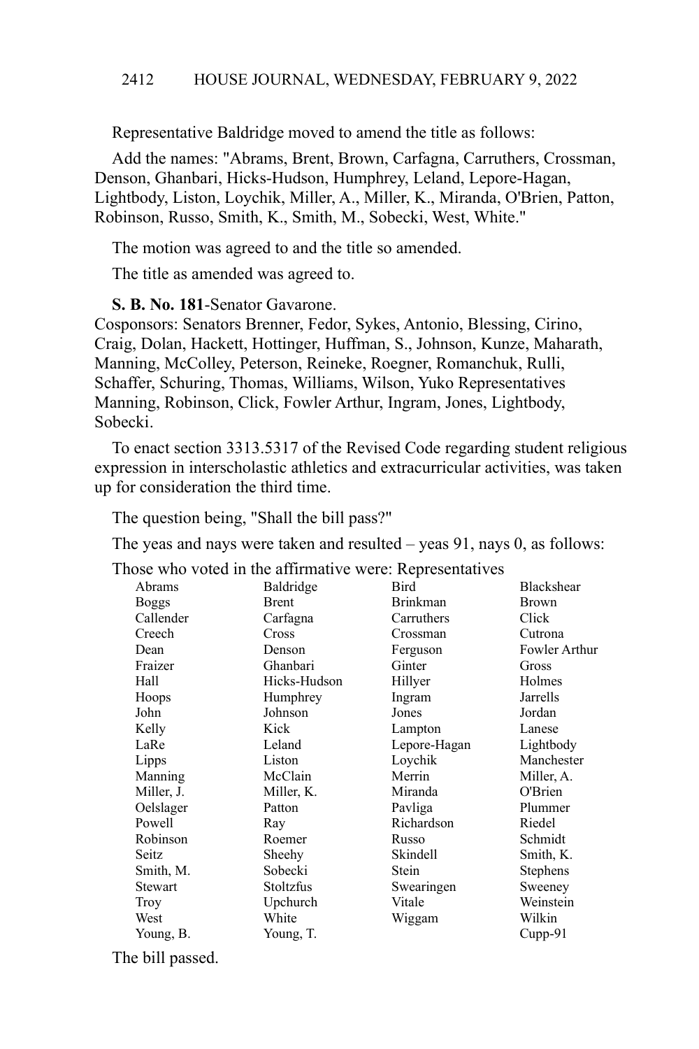Representative Baldridge moved to amend the title as follows:

Add the names: "Abrams, Brent, Brown, Carfagna, Carruthers, Crossman, Denson, Ghanbari, Hicks-Hudson, Humphrey, Leland, Lepore-Hagan, Lightbody, Liston, Loychik, Miller, A., Miller, K., Miranda, O'Brien, Patton, Robinson, Russo, Smith, K., Smith, M., Sobecki, West, White."

The motion was agreed to and the title so amended.

The title as amended was agreed to.

**S. B. No. 181**-Senator Gavarone.
Cosponsors: Senators Brenner, Fedor, Sykes, Antonio, Blessing, Cirino, Craig, Dolan, Hackett, Hottinger, Huffman, S., Johnson, Kunze, Maharath, Manning, McColley, Peterson, Reineke, Roegner, Romanchuk, Rulli, Schaffer, Schuring, Thomas, Williams, Wilson, Yuko Representatives Manning, Robinson, Click, Fowler Arthur, Ingram, Jones, Lightbody, Sobecki.

To enact section 3313.5317 of the Revised Code regarding student religious expression in interscholastic athletics and extracurricular activities, was taken up for consideration the third time.

The question being, "Shall the bill pass?"

The yeas and nays were taken and resulted – yeas 91, nays 0, as follows:

Those who voted in the affirmative were: Representatives

| | | | |
|---|---|---|---|
| Abrams | Baldridge | Bird | Blackshear |
| Boggs | Brent | Brinkman | Brown |
| Callender | Carfagna | Carruthers | Click |
| Creech | Cross | Crossman | Cutrona |
| Dean | Denson | Ferguson | Fowler Arthur |
| Fraizer | Ghanbari | Ginter | Gross |
| Hall | Hicks-Hudson | Hillyer | Holmes |
| Hoops | Humphrey | Ingram | Jarrells |
| John | Johnson | Jones | Jordan |
| Kelly | Kick | Lampton | Lanese |
| LaRe | Leland | Lepore-Hagan | Lightbody |
| Lipps | Liston | Loychik | Manchester |
| Manning | McClain | Merrin | Miller, A. |
| Miller, J. | Miller, K. | Miranda | O'Brien |
| Oelslager | Patton | Pavliga | Plummer |
| Powell | Ray | Richardson | Riedel |
| Robinson | Roemer | Russo | Schmidt |
| Seitz | Sheehy | Skindell | Smith, K. |
| Smith, M. | Sobecki | Stein | Stephens |
| Stewart | Stoltzfus | Swearingen | Sweeney |
| Troy | Upchurch | Vitale | Weinstein |
| West | White | Wiggam | Wilkin |
| Young, B. | Young, T. | | Cupp-91 |

The bill passed.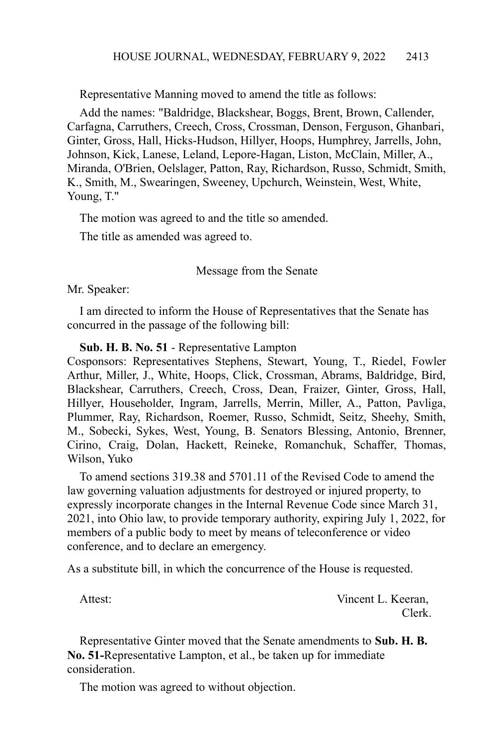Representative Manning moved to amend the title as follows:

Add the names: "Baldridge, Blackshear, Boggs, Brent, Brown, Callender, Carfagna, Carruthers, Creech, Cross, Crossman, Denson, Ferguson, Ghanbari, Ginter, Gross, Hall, Hicks-Hudson, Hillyer, Hoops, Humphrey, Jarrells, John, Johnson, Kick, Lanese, Leland, Lepore-Hagan, Liston, McClain, Miller, A., Miranda, O'Brien, Oelslager, Patton, Ray, Richardson, Russo, Schmidt, Smith, K., Smith, M., Swearingen, Sweeney, Upchurch, Weinstein, West, White, Young, T."

The motion was agreed to and the title so amended.

The title as amended was agreed to.

Message from the Senate

Mr. Speaker:

I am directed to inform the House of Representatives that the Senate has concurred in the passage of the following bill:

**Sub. H. B. No. 51** - Representative Lampton
Cosponsors: Representatives Stephens, Stewart, Young, T., Riedel, Fowler Arthur, Miller, J., White, Hoops, Click, Crossman, Abrams, Baldridge, Bird, Blackshear, Carruthers, Creech, Cross, Dean, Fraizer, Ginter, Gross, Hall, Hillyer, Householder, Ingram, Jarrells, Merrin, Miller, A., Patton, Pavliga, Plummer, Ray, Richardson, Roemer, Russo, Schmidt, Seitz, Sheehy, Smith, M., Sobecki, Sykes, West, Young, B. Senators Blessing, Antonio, Brenner, Cirino, Craig, Dolan, Hackett, Reineke, Romanchuk, Schaffer, Thomas, Wilson, Yuko

To amend sections 319.38 and 5701.11 of the Revised Code to amend the law governing valuation adjustments for destroyed or injured property, to expressly incorporate changes in the Internal Revenue Code since March 31, 2021, into Ohio law, to provide temporary authority, expiring July 1, 2022, for members of a public body to meet by means of teleconference or video conference, and to declare an emergency.

As a substitute bill, in which the concurrence of the House is requested.

Attest: Vincent L. Keeran,
Clerk.

Representative Ginter moved that the Senate amendments to **Sub. H. B. No. 51**-Representative Lampton, et al., be taken up for immediate consideration.

The motion was agreed to without objection.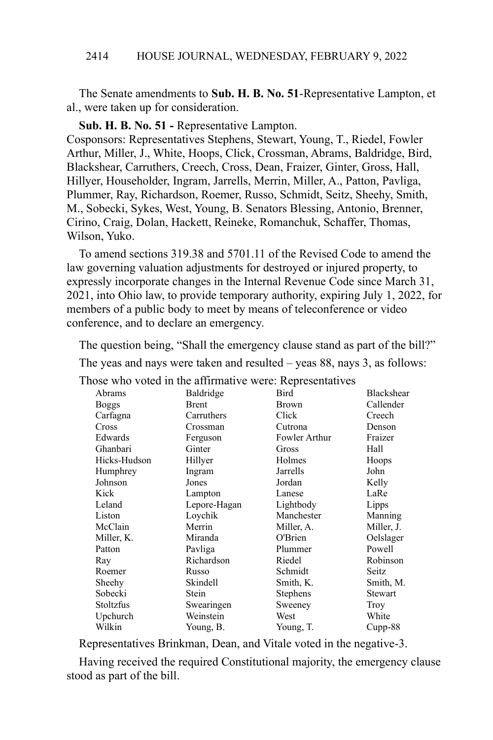The Senate amendments to **Sub. H. B. No. 51**-Representative Lampton, et al., were taken up for consideration.

**Sub. H. B. No. 51 -** Representative Lampton.
Cosponsors: Representatives Stephens, Stewart, Young, T., Riedel, Fowler Arthur, Miller, J., White, Hoops, Click, Crossman, Abrams, Baldridge, Bird, Blackshear, Carruthers, Creech, Cross, Dean, Fraizer, Ginter, Gross, Hall, Hillyer, Householder, Ingram, Jarrells, Merrin, Miller, A., Patton, Pavliga, Plummer, Ray, Richardson, Roemer, Russo, Schmidt, Seitz, Sheehy, Smith, M., Sobecki, Sykes, West, Young, B. Senators Blessing, Antonio, Brenner, Cirino, Craig, Dolan, Hackett, Reineke, Romanchuk, Schaffer, Thomas, Wilson, Yuko.

To amend sections 319.38 and 5701.11 of the Revised Code to amend the law governing valuation adjustments for destroyed or injured property, to expressly incorporate changes in the Internal Revenue Code since March 31, 2021, into Ohio law, to provide temporary authority, expiring July 1, 2022, for members of a public body to meet by means of teleconference or video conference, and to declare an emergency.

The question being, "Shall the emergency clause stand as part of the bill?"

The yeas and nays were taken and resulted – yeas 88, nays 3, as follows:

Those who voted in the affirmative were: Representatives

| | | | |
|---|---|---|---|
| Abrams | Baldridge | Bird | Blackshear |
| Boggs | Brent | Brown | Callender |
| Carfagna | Carruthers | Click | Creech |
| Cross | Crossman | Cutrona | Denson |
| Edwards | Ferguson | Fowler Arthur | Fraizer |
| Ghanbari | Ginter | Gross | Hall |
| Hicks-Hudson | Hillyer | Holmes | Hoops |
| Humphrey | Ingram | Jarrells | John |
| Johnson | Jones | Jordan | Kelly |
| Kick | Lampton | Lanese | LaRe |
| Leland | Lepore-Hagan | Lightbody | Lipps |
| Liston | Loychik | Manchester | Manning |
| McClain | Merrin | Miller, A. | Miller, J. |
| Miller, K. | Miranda | O'Brien | Oelslager |
| Patton | Pavliga | Plummer | Powell |
| Ray | Richardson | Riedel | Robinson |
| Roemer | Russo | Schmidt | Seitz |
| Sheehy | Skindell | Smith, K. | Smith, M. |
| Sobecki | Stein | Stephens | Stewart |
| Stoltzfus | Swearingen | Sweeney | Troy |
| Upchurch | Weinstein | West | White |
| Wilkin | Young, B. | Young, T. | Cupp-88 |

Representatives Brinkman, Dean, and Vitale voted in the negative-3.

Having received the required Constitutional majority, the emergency clause stood as part of the bill.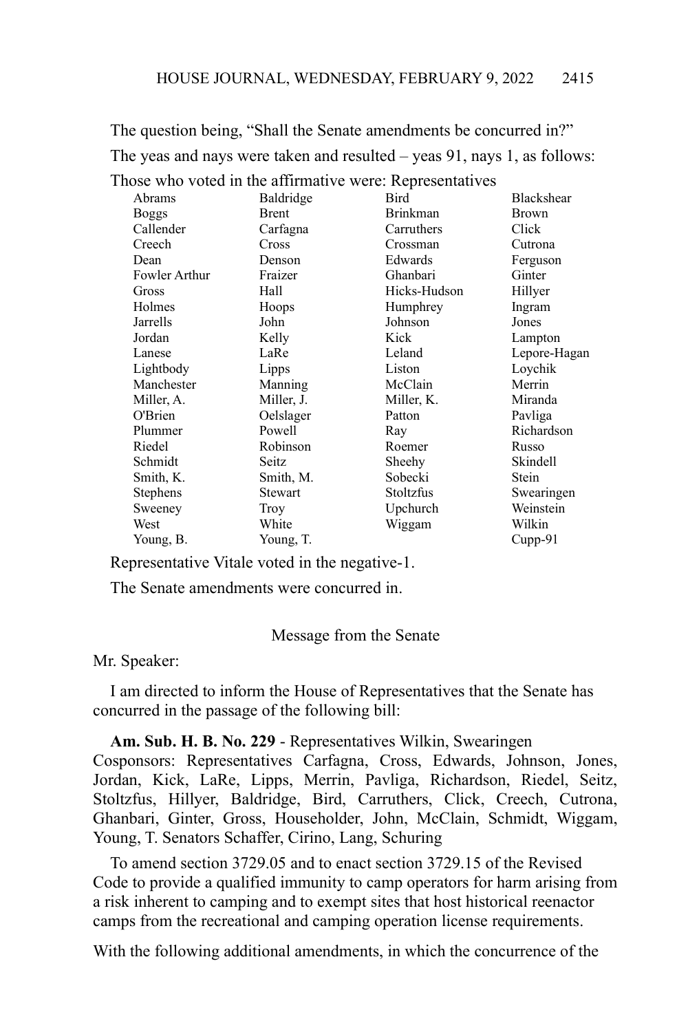The question being, "Shall the Senate amendments be concurred in?"

The yeas and nays were taken and resulted – yeas 91, nays 1, as follows:

Those who voted in the affirmative were: Representatives

| | | | |
|---|---|---|---|
| Abrams | Baldridge | Bird | Blackshear |
| Boggs | Brent | Brinkman | Brown |
| Callender | Carfagna | Carruthers | Click |
| Creech | Cross | Crossman | Cutrona |
| Dean | Denson | Edwards | Ferguson |
| Fowler Arthur | Fraizer | Ghanbari | Ginter |
| Gross | Hall | Hicks-Hudson | Hillyer |
| Holmes | Hoops | Humphrey | Ingram |
| Jarrells | John | Johnson | Jones |
| Jordan | Kelly | Kick | Lampton |
| Lanese | LaRe | Leland | Lepore-Hagan |
| Lightbody | Lipps | Liston | Loychik |
| Manchester | Manning | McClain | Merrin |
| Miller, A. | Miller, J. | Miller, K. | Miranda |
| O'Brien | Oelslager | Patton | Pavliga |
| Plummer | Powell | Ray | Richardson |
| Riedel | Robinson | Roemer | Russo |
| Schmidt | Seitz | Sheehy | Skindell |
| Smith, K. | Smith, M. | Sobecki | Stein |
| Stephens | Stewart | Stoltzfus | Swearingen |
| Sweeney | Troy | Upchurch | Weinstein |
| West | White | Wiggam | Wilkin |
| Young, B. | Young, T. | | Cupp-91 |

Representative Vitale voted in the negative-1.

The Senate amendments were concurred in.

## Message from the Senate

Mr. Speaker:

I am directed to inform the House of Representatives that the Senate has concurred in the passage of the following bill:

**Am. Sub. H. B. No. 229** - Representatives Wilkin, Swearingen Cosponsors: Representatives Carfagna, Cross, Edwards, Johnson, Jones, Jordan, Kick, LaRe, Lipps, Merrin, Pavliga, Richardson, Riedel, Seitz, Stoltzfus, Hillyer, Baldridge, Bird, Carruthers, Click, Creech, Cutrona, Ghanbari, Ginter, Gross, Householder, John, McClain, Schmidt, Wiggam, Young, T. Senators Schaffer, Cirino, Lang, Schuring

To amend section 3729.05 and to enact section 3729.15 of the Revised Code to provide a qualified immunity to camp operators for harm arising from a risk inherent to camping and to exempt sites that host historical reenactor camps from the recreational and camping operation license requirements.

With the following additional amendments, in which the concurrence of the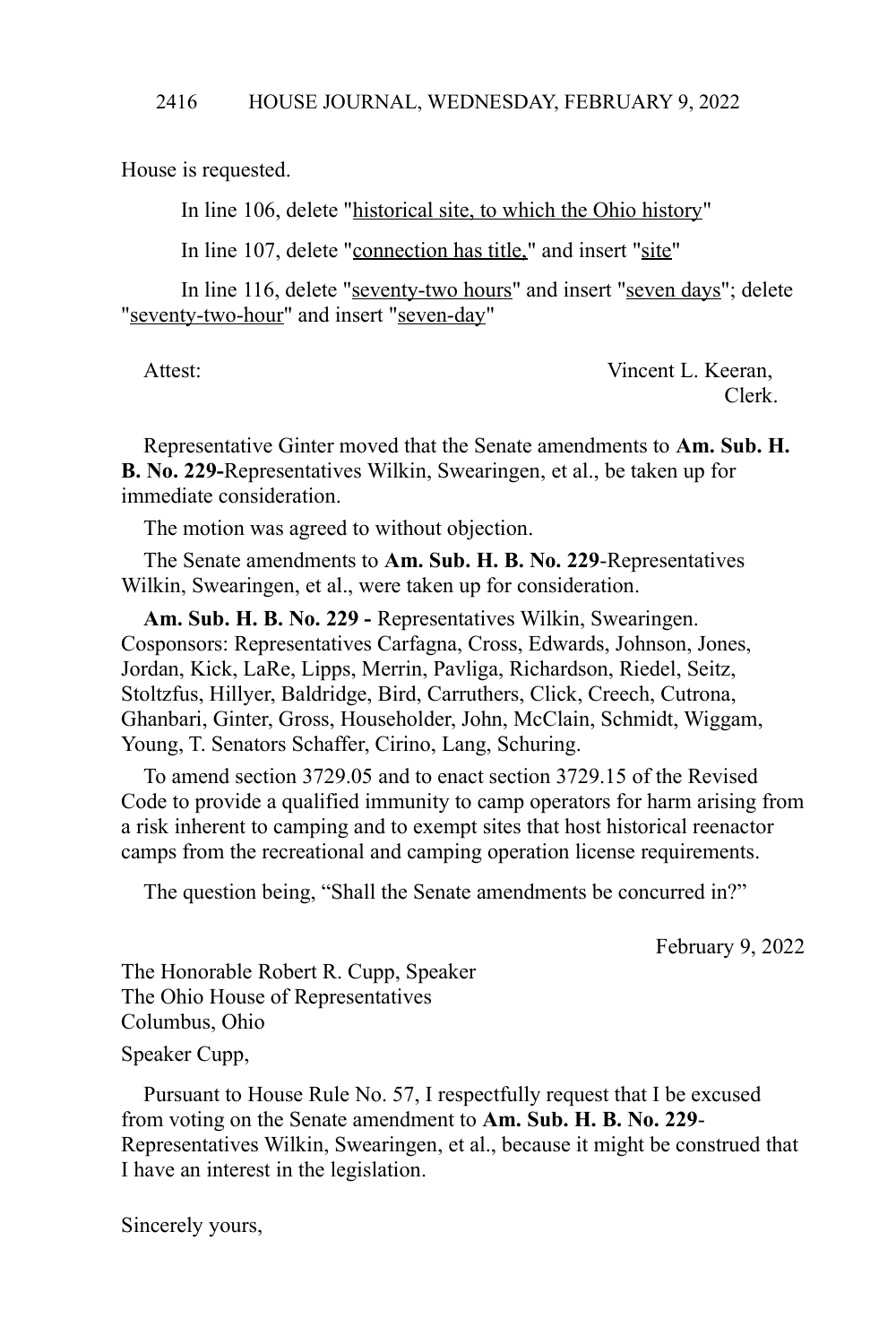House is requested.

In line 106, delete "historical site, to which the Ohio history"

In line 107, delete "connection has title," and insert "site"

In line 116, delete "seventy-two hours" and insert "seven days"; delete "seventy-two-hour" and insert "seven-day"

Attest: Vincent L. Keeran,
Clerk.

Representative Ginter moved that the Senate amendments to **Am. Sub. H. B. No. 229-**Representatives Wilkin, Swearingen, et al., be taken up for immediate consideration.

The motion was agreed to without objection.

The Senate amendments to **Am. Sub. H. B. No. 229**-Representatives Wilkin, Swearingen, et al., were taken up for consideration.

**Am. Sub. H. B. No. 229 -** Representatives Wilkin, Swearingen. Cosponsors: Representatives Carfagna, Cross, Edwards, Johnson, Jones, Jordan, Kick, LaRe, Lipps, Merrin, Pavliga, Richardson, Riedel, Seitz, Stoltzfus, Hillyer, Baldridge, Bird, Carruthers, Click, Creech, Cutrona, Ghanbari, Ginter, Gross, Householder, John, McClain, Schmidt, Wiggam, Young, T. Senators Schaffer, Cirino, Lang, Schuring.

To amend section 3729.05 and to enact section 3729.15 of the Revised Code to provide a qualified immunity to camp operators for harm arising from a risk inherent to camping and to exempt sites that host historical reenactor camps from the recreational and camping operation license requirements.

The question being, "Shall the Senate amendments be concurred in?"

February 9, 2022

The Honorable Robert R. Cupp, Speaker
The Ohio House of Representatives
Columbus, Ohio

Speaker Cupp,

Pursuant to House Rule No. 57, I respectfully request that I be excused from voting on the Senate amendment to **Am. Sub. H. B. No. 229**-Representatives Wilkin, Swearingen, et al., because it might be construed that I have an interest in the legislation.

Sincerely yours,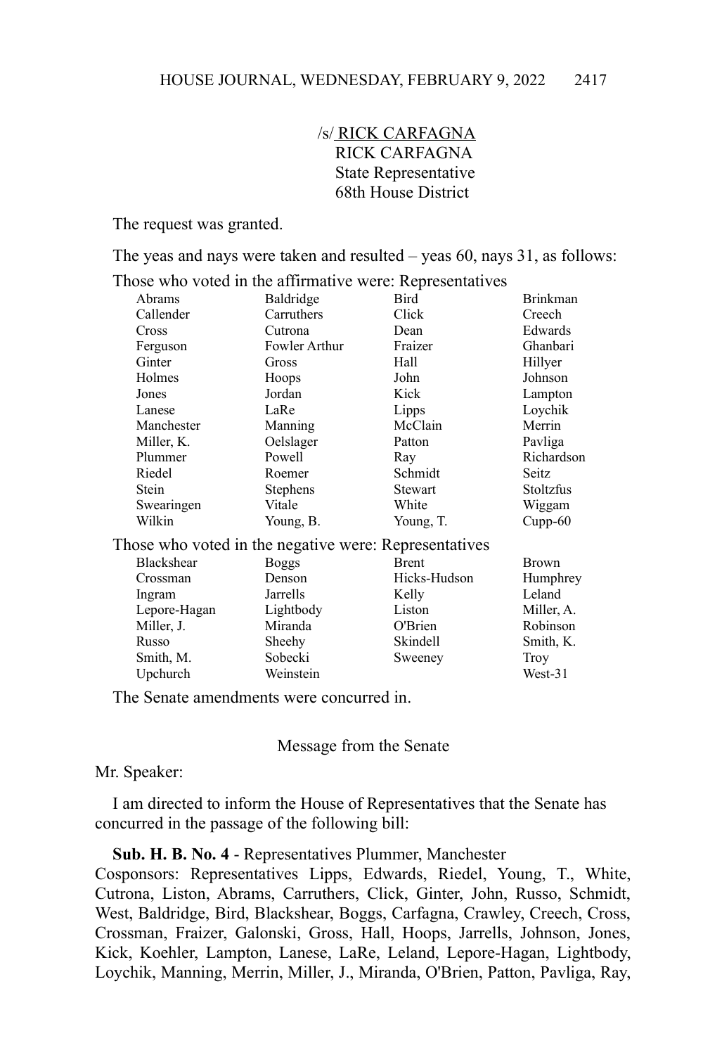/s/ RICK CARFAGNA
RICK CARFAGNA
State Representative
68th House District

The request was granted.

The yeas and nays were taken and resulted – yeas 60, nays 31, as follows:

Those who voted in the affirmative were: Representatives

| | | | |
|---|---|---|---|
| Abrams | Baldridge | Bird | Brinkman |
| Callender | Carruthers | Click | Creech |
| Cross | Cutrona | Dean | Edwards |
| Ferguson | Fowler Arthur | Fraizer | Ghanbari |
| Ginter | Gross | Hall | Hillyer |
| Holmes | Hoops | John | Johnson |
| Jones | Jordan | Kick | Lampton |
| Lanese | LaRe | Lipps | Loychik |
| Manchester | Manning | McClain | Merrin |
| Miller, K. | Oelslager | Patton | Pavliga |
| Plummer | Powell | Ray | Richardson |
| Riedel | Roemer | Schmidt | Seitz |
| Stein | Stephens | Stewart | Stoltzfus |
| Swearingen | Vitale | White | Wiggam |
| Wilkin | Young, B. | Young, T. | Cupp-60 |

Those who voted in the negative were: Representatives

| | | | |
|---|---|---|---|
| Blackshear | Boggs | Brent | Brown |
| Crossman | Denson | Hicks-Hudson | Humphrey |
| Ingram | Jarrells | Kelly | Leland |
| Lepore-Hagan | Lightbody | Liston | Miller, A. |
| Miller, J. | Miranda | O'Brien | Robinson |
| Russo | Sheehy | Skindell | Smith, K. |
| Smith, M. | Sobecki | Sweeney | Troy |
| Upchurch | Weinstein | | West-31 |

The Senate amendments were concurred in.

Message from the Senate

Mr. Speaker:

I am directed to inform the House of Representatives that the Senate has concurred in the passage of the following bill:

**Sub. H. B. No. 4** - Representatives Plummer, Manchester
Cosponsors: Representatives Lipps, Edwards, Riedel, Young, T., White, Cutrona, Liston, Abrams, Carruthers, Click, Ginter, John, Russo, Schmidt, West, Baldridge, Bird, Blackshear, Boggs, Carfagna, Crawley, Creech, Cross, Crossman, Fraizer, Galonski, Gross, Hall, Hoops, Jarrells, Johnson, Jones, Kick, Koehler, Lampton, Lanese, LaRe, Leland, Lepore-Hagan, Lightbody, Loychik, Manning, Merrin, Miller, J., Miranda, O'Brien, Patton, Pavliga, Ray,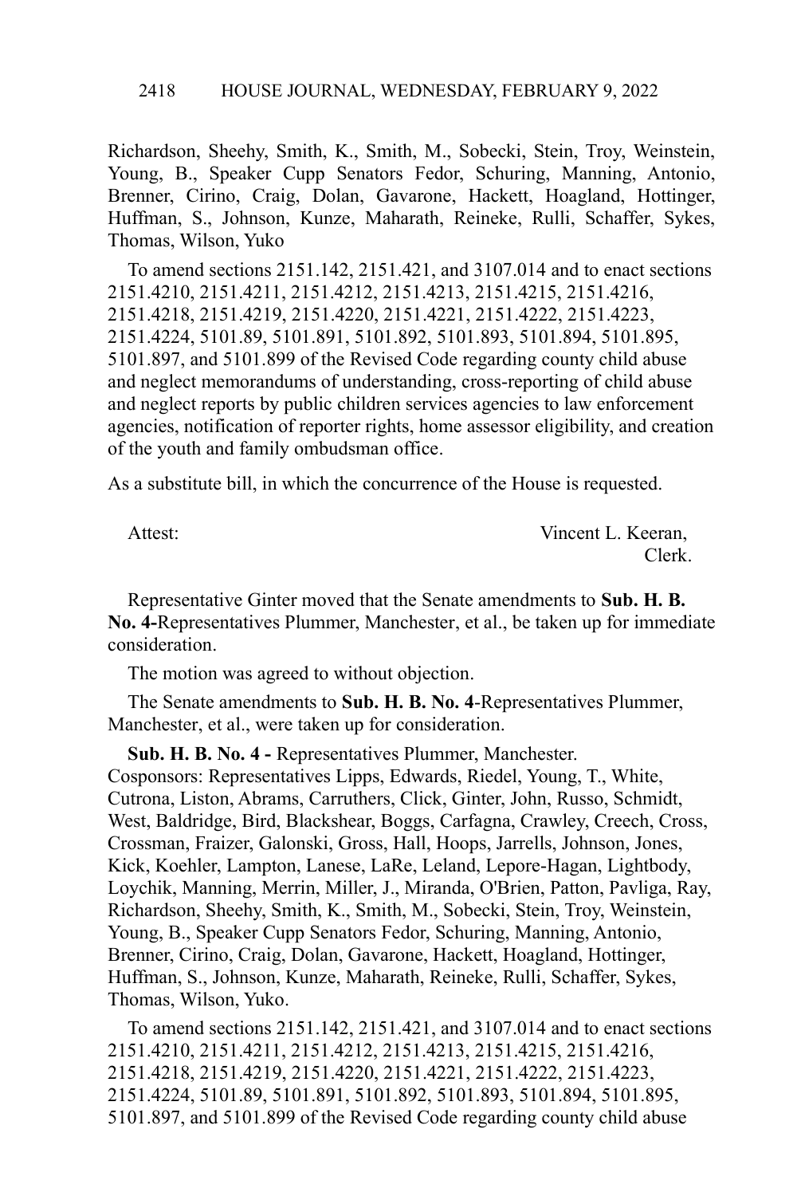Richardson, Sheehy, Smith, K., Smith, M., Sobecki, Stein, Troy, Weinstein, Young, B., Speaker Cupp Senators Fedor, Schuring, Manning, Antonio, Brenner, Cirino, Craig, Dolan, Gavarone, Hackett, Hoagland, Hottinger, Huffman, S., Johnson, Kunze, Maharath, Reineke, Rulli, Schaffer, Sykes, Thomas, Wilson, Yuko

To amend sections 2151.142, 2151.421, and 3107.014 and to enact sections 2151.4210, 2151.4211, 2151.4212, 2151.4213, 2151.4215, 2151.4216, 2151.4218, 2151.4219, 2151.4220, 2151.4221, 2151.4222, 2151.4223, 2151.4224, 5101.89, 5101.891, 5101.892, 5101.893, 5101.894, 5101.895, 5101.897, and 5101.899 of the Revised Code regarding county child abuse and neglect memorandums of understanding, cross-reporting of child abuse and neglect reports by public children services agencies to law enforcement agencies, notification of reporter rights, home assessor eligibility, and creation of the youth and family ombudsman office.

As a substitute bill, in which the concurrence of the House is requested.

Attest: Vincent L. Keeran,
Clerk.

Representative Ginter moved that the Senate amendments to **Sub. H. B. No. 4**-Representatives Plummer, Manchester, et al., be taken up for immediate consideration.

The motion was agreed to without objection.

The Senate amendments to **Sub. H. B. No. 4**-Representatives Plummer, Manchester, et al., were taken up for consideration.

**Sub. H. B. No. 4 -** Representatives Plummer, Manchester.
Cosponsors: Representatives Lipps, Edwards, Riedel, Young, T., White, Cutrona, Liston, Abrams, Carruthers, Click, Ginter, John, Russo, Schmidt, West, Baldridge, Bird, Blackshear, Boggs, Carfagna, Crawley, Creech, Cross, Crossman, Fraizer, Galonski, Gross, Hall, Hoops, Jarrells, Johnson, Jones, Kick, Koehler, Lampton, Lanese, LaRe, Leland, Lepore-Hagan, Lightbody, Loychik, Manning, Merrin, Miller, J., Miranda, O'Brien, Patton, Pavliga, Ray, Richardson, Sheehy, Smith, K., Smith, M., Sobecki, Stein, Troy, Weinstein, Young, B., Speaker Cupp Senators Fedor, Schuring, Manning, Antonio, Brenner, Cirino, Craig, Dolan, Gavarone, Hackett, Hoagland, Hottinger, Huffman, S., Johnson, Kunze, Maharath, Reineke, Rulli, Schaffer, Sykes, Thomas, Wilson, Yuko.

To amend sections 2151.142, 2151.421, and 3107.014 and to enact sections 2151.4210, 2151.4211, 2151.4212, 2151.4213, 2151.4215, 2151.4216, 2151.4218, 2151.4219, 2151.4220, 2151.4221, 2151.4222, 2151.4223, 2151.4224, 5101.89, 5101.891, 5101.892, 5101.893, 5101.894, 5101.895, 5101.897, and 5101.899 of the Revised Code regarding county child abuse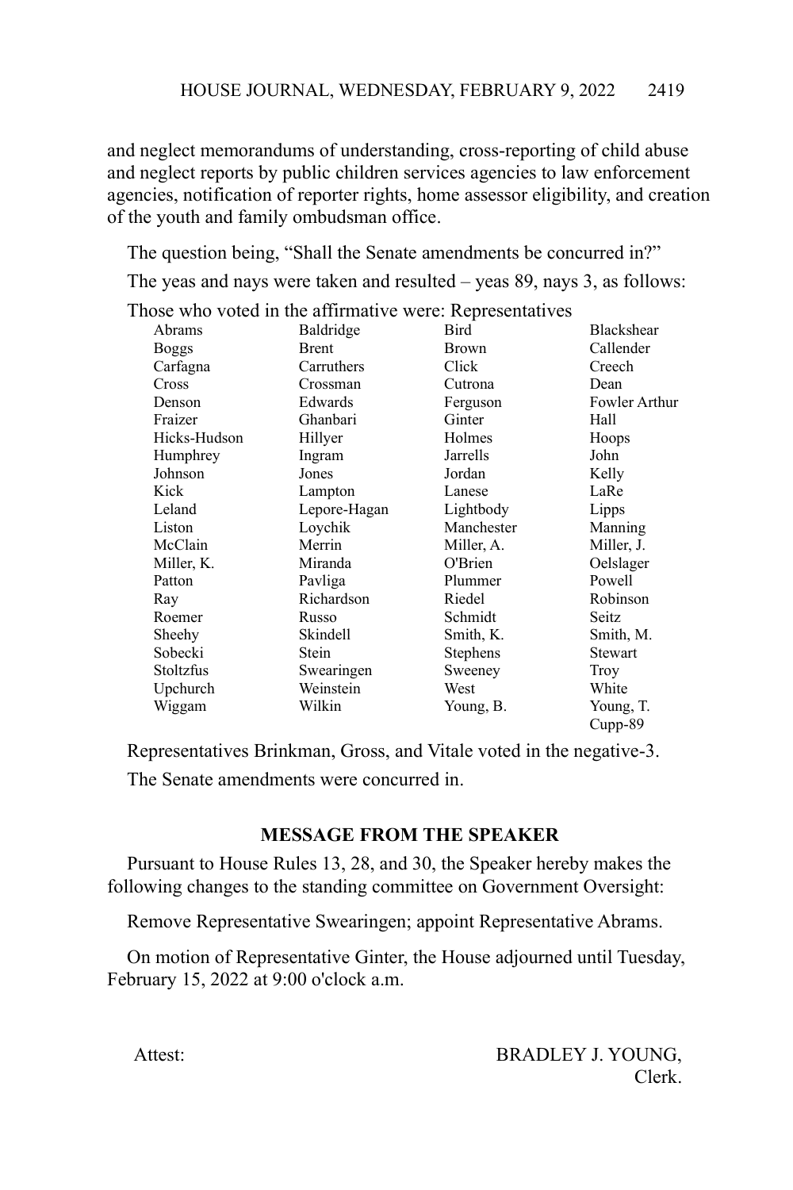and neglect memorandums of understanding, cross-reporting of child abuse and neglect reports by public children services agencies to law enforcement agencies, notification of reporter rights, home assessor eligibility, and creation of the youth and family ombudsman office.

The question being, "Shall the Senate amendments be concurred in?"

The yeas and nays were taken and resulted – yeas 89, nays 3, as follows:

Those who voted in the affirmative were: Representatives

| | | | |
|---|---|---|---|
| Abrams | Baldridge | Bird | Blackshear |
| Boggs | Brent | Brown | Callender |
| Carfagna | Carruthers | Click | Creech |
| Cross | Crossman | Cutrona | Dean |
| Denson | Edwards | Ferguson | Fowler Arthur |
| Fraizer | Ghanbari | Ginter | Hall |
| Hicks-Hudson | Hillyer | Holmes | Hoops |
| Humphrey | Ingram | Jarrells | John |
| Johnson | Jones | Jordan | Kelly |
| Kick | Lampton | Lanese | LaRe |
| Leland | Lepore-Hagan | Lightbody | Lipps |
| Liston | Loychik | Manchester | Manning |
| McClain | Merrin | Miller, A. | Miller, J. |
| Miller, K. | Miranda | O'Brien | Oelslager |
| Patton | Pavliga | Plummer | Powell |
| Ray | Richardson | Riedel | Robinson |
| Roemer | Russo | Schmidt | Seitz |
| Sheehy | Skindell | Smith, K. | Smith, M. |
| Sobecki | Stein | Stephens | Stewart |
| Stoltzfus | Swearingen | Sweeney | Troy |
| Upchurch | Weinstein | West | White |
| Wiggam | Wilkin | Young, B. | Young, T. |
| | | | Cupp-89 |

Representatives Brinkman, Gross, and Vitale voted in the negative-3.

The Senate amendments were concurred in.

## MESSAGE FROM THE SPEAKER

Pursuant to House Rules 13, 28, and 30, the Speaker hereby makes the following changes to the standing committee on Government Oversight:

Remove Representative Swearingen; appoint Representative Abrams.

On motion of Representative Ginter, the House adjourned until Tuesday, February 15, 2022 at 9:00 o'clock a.m.

Attest: BRADLEY J. YOUNG,
Clerk.